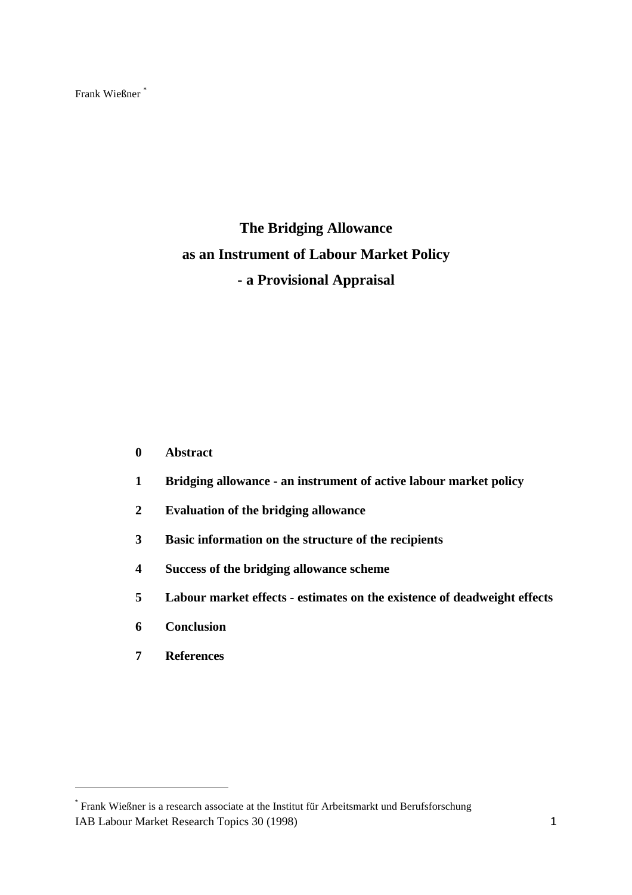Frank Wießner [*]

# The Bridging Allowance as an Instrument of Labour Market Policy - a Provisional Appraisal

**0 Abstract**

**1 Bridging allowance - an instrument of active labour market policy**

**2 Evaluation of the bridging allowance**

**3 Basic information on the structure of the recipients**

**4 Success of the bridging allowance scheme**

**5 Labour market effects - estimates on the existence of deadweight effects**

**6 Conclusion**

**7 References**

---

[*] Frank Wießner is a research associate at the Institut für Arbeitsmarkt und Berufsforschung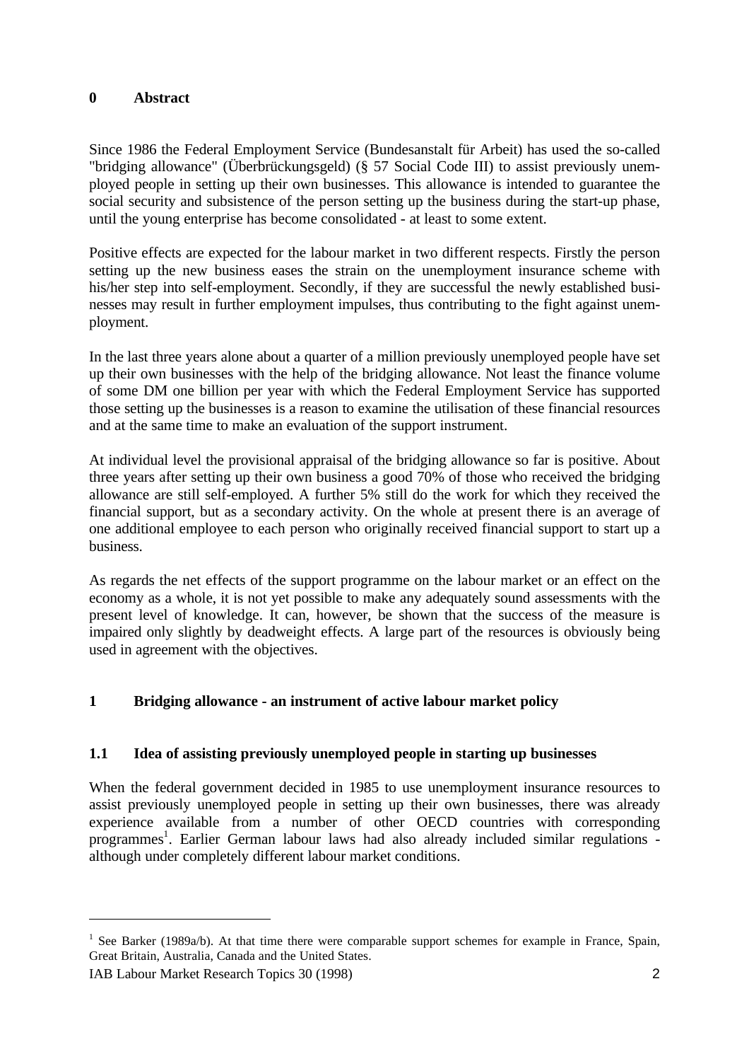## 0 Abstract

Since 1986 the Federal Employment Service (Bundesanstalt für Arbeit) has used the so-called "bridging allowance" (Überbrückungsgeld) (§ 57 Social Code III) to assist previously unemployed people in setting up their own businesses. This allowance is intended to guarantee the social security and subsistence of the person setting up the business during the start-up phase, until the young enterprise has become consolidated - at least to some extent.

Positive effects are expected for the labour market in two different respects. Firstly the person setting up the new business eases the strain on the unemployment insurance scheme with his/her step into self-employment. Secondly, if they are successful the newly established businesses may result in further employment impulses, thus contributing to the fight against unemployment.

In the last three years alone about a quarter of a million previously unemployed people have set up their own businesses with the help of the bridging allowance. Not least the finance volume of some DM one billion per year with which the Federal Employment Service has supported those setting up the businesses is a reason to examine the utilisation of these financial resources and at the same time to make an evaluation of the support instrument.

At individual level the provisional appraisal of the bridging allowance so far is positive. About three years after setting up their own business a good 70% of those who received the bridging allowance are still self-employed. A further 5% still do the work for which they received the financial support, but as a secondary activity. On the whole at present there is an average of one additional employee to each person who originally received financial support to start up a business.

As regards the net effects of the support programme on the labour market or an effect on the economy as a whole, it is not yet possible to make any adequately sound assessments with the present level of knowledge. It can, however, be shown that the success of the measure is impaired only slightly by deadweight effects. A large part of the resources is obviously being used in agreement with the objectives.

## 1 Bridging allowance - an instrument of active labour market policy

### 1.1 Idea of assisting previously unemployed people in starting up businesses

When the federal government decided in 1985 to use unemployment insurance resources to assist previously unemployed people in setting up their own businesses, there was already experience available from a number of other OECD countries with corresponding programmes[1]. Earlier German labour laws had also already included similar regulations - although under completely different labour market conditions.

[1] See Barker (1989a/b). At that time there were comparable support schemes for example in France, Spain, Great Britain, Australia, Canada and the United States.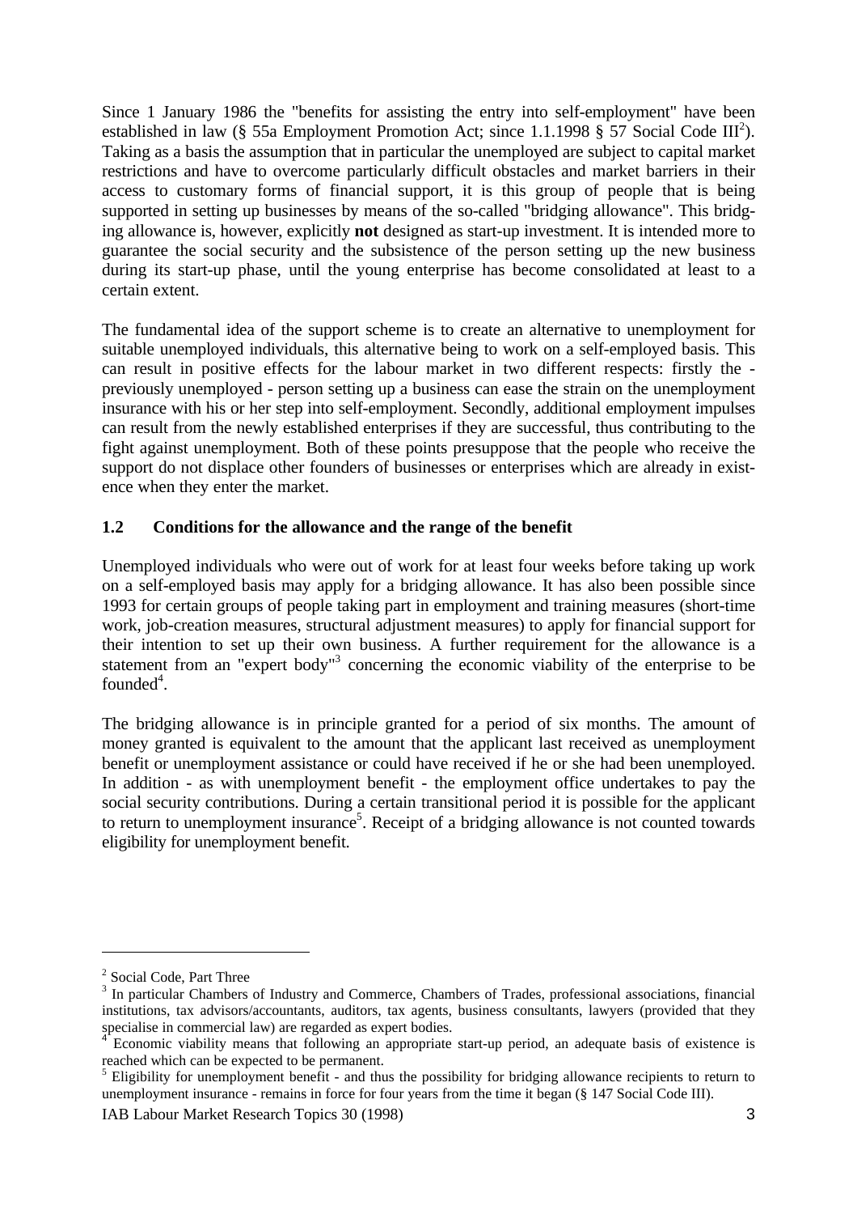Since 1 January 1986 the "benefits for assisting the entry into self-employment" have been established in law (§ 55a Employment Promotion Act; since 1.1.1998 § 57 Social Code III[2]). Taking as a basis the assumption that in particular the unemployed are subject to capital market restrictions and have to overcome particularly difficult obstacles and market barriers in their access to customary forms of financial support, it is this group of people that is being supported in setting up businesses by means of the so-called "bridging allowance". This bridging allowance is, however, explicitly **not** designed as start-up investment. It is intended more to guarantee the social security and the subsistence of the person setting up the new business during its start-up phase, until the young enterprise has become consolidated at least to a certain extent.

The fundamental idea of the support scheme is to create an alternative to unemployment for suitable unemployed individuals, this alternative being to work on a self-employed basis. This can result in positive effects for the labour market in two different respects: firstly the - previously unemployed - person setting up a business can ease the strain on the unemployment insurance with his or her step into self-employment. Secondly, additional employment impulses can result from the newly established enterprises if they are successful, thus contributing to the fight against unemployment. Both of these points presuppose that the people who receive the support do not displace other founders of businesses or enterprises which are already in existence when they enter the market.

### 1.2 Conditions for the allowance and the range of the benefit

Unemployed individuals who were out of work for at least four weeks before taking up work on a self-employed basis may apply for a bridging allowance. It has also been possible since 1993 for certain groups of people taking part in employment and training measures (short-time work, job-creation measures, structural adjustment measures) to apply for financial support for their intention to set up their own business. A further requirement for the allowance is a statement from an "expert body"[3] concerning the economic viability of the enterprise to be founded[4].

The bridging allowance is in principle granted for a period of six months. The amount of money granted is equivalent to the amount that the applicant last received as unemployment benefit or unemployment assistance or could have received if he or she had been unemployed. In addition - as with unemployment benefit - the employment office undertakes to pay the social security contributions. During a certain transitional period it is possible for the applicant to return to unemployment insurance[5]. Receipt of a bridging allowance is not counted towards eligibility for unemployment benefit.

---

[2] Social Code, Part Three

[3] In particular Chambers of Industry and Commerce, Chambers of Trades, professional associations, financial institutions, tax advisors/accountants, auditors, tax agents, business consultants, lawyers (provided that they specialise in commercial law) are regarded as expert bodies.

[4] Economic viability means that following an appropriate start-up period, an adequate basis of existence is reached which can be expected to be permanent.

[5] Eligibility for unemployment benefit - and thus the possibility for bridging allowance recipients to return to unemployment insurance - remains in force for four years from the time it began (§ 147 Social Code III).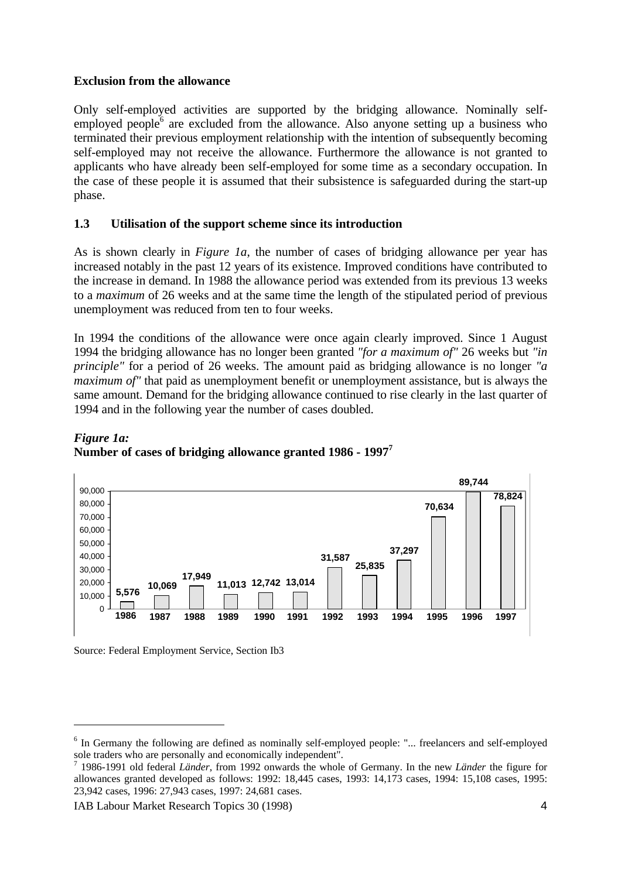**Exclusion from the allowance**

Only self-employed activities are supported by the bridging allowance. Nominally self-employed people[6] are excluded from the allowance. Also anyone setting up a business who terminated their previous employment relationship with the intention of subsequently becoming self-employed may not receive the allowance. Furthermore the allowance is not granted to applicants who have already been self-employed for some time as a secondary occupation. In the case of these people it is assumed that their subsistence is safeguarded during the start-up phase.

### 1.3 Utilisation of the support scheme since its introduction

As is shown clearly in *Figure 1a*, the number of cases of bridging allowance per year has increased notably in the past 12 years of its existence. Improved conditions have contributed to the increase in demand. In 1988 the allowance period was extended from its previous 13 weeks to a *maximum* of 26 weeks and at the same time the length of the stipulated period of previous unemployment was reduced from ten to four weeks.

In 1994 the conditions of the allowance were once again clearly improved. Since 1 August 1994 the bridging allowance has no longer been granted *"for a maximum of"* 26 weeks but *"in principle"* for a period of 26 weeks. The amount paid as bridging allowance is no longer *"a maximum of"* that paid as unemployment benefit or unemployment assistance, but is always the same amount. Demand for the bridging allowance continued to rise clearly in the last quarter of 1994 and in the following year the number of cases doubled.

***Figure 1a:***
**Number of cases of bridging allowance granted 1986 - 1997**[7]

| Year | Cases |
|---|---|
| 1986 | 5,576 |
| 1987 | 10,069 |
| 1988 | 17,949 |
| 1989 | 11,013 |
| 1990 | 12,742 |
| 1991 | 13,014 |
| 1992 | 31,587 |
| 1993 | 25,835 |
| 1994 | 37,297 |
| 1995 | 70,634 |
| 1996 | 89,744 |
| 1997 | 78,824 |

Source: Federal Employment Service, Section Ib3

[6] In Germany the following are defined as nominally self-employed people: "... freelancers and self-employed sole traders who are personally and economically independent".

[7] 1986-1991 old federal *Länder*, from 1992 onwards the whole of Germany. In the new *Länder* the figure for allowances granted developed as follows: 1992: 18,445 cases, 1993: 14,173 cases, 1994: 15,108 cases, 1995: 23,942 cases, 1996: 27,943 cases, 1997: 24,681 cases.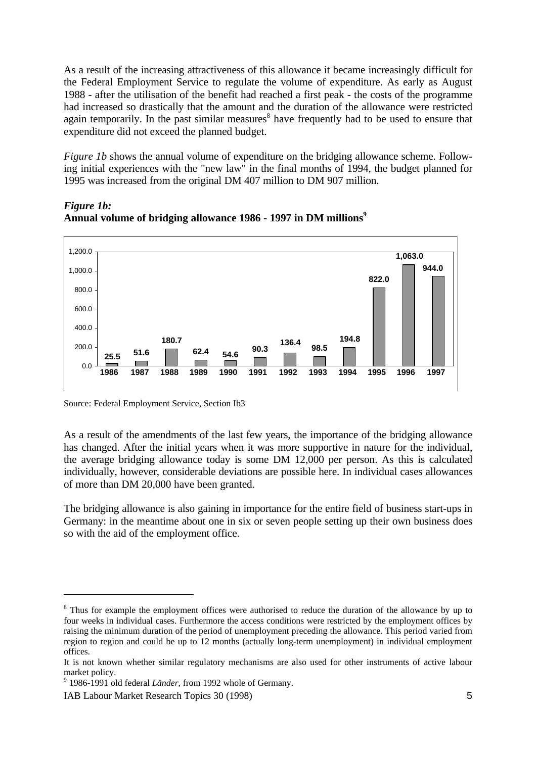As a result of the increasing attractiveness of this allowance it became increasingly difficult for the Federal Employment Service to regulate the volume of expenditure. As early as August 1988 - after the utilisation of the benefit had reached a first peak - the costs of the programme had increased so drastically that the amount and the duration of the allowance were restricted again temporarily. In the past similar measures[8] have frequently had to be used to ensure that expenditure did not exceed the planned budget.

*Figure 1b* shows the annual volume of expenditure on the bridging allowance scheme. Following initial experiences with the "new law" in the final months of 1994, the budget planned for 1995 was increased from the original DM 407 million to DM 907 million.

***Figure 1b:***
**Annual volume of bridging allowance 1986 - 1997 in DM millions[9]**

| Year | DM millions |
|---|---|
| 1986 | 25.5 |
| 1987 | 51.6 |
| 1988 | 180.7 |
| 1989 | 62.4 |
| 1990 | 54.6 |
| 1991 | 90.3 |
| 1992 | 136.4 |
| 1993 | 98.5 |
| 1994 | 194.8 |
| 1995 | 822.0 |
| 1996 | 1,063.0 |
| 1997 | 944.0 |

Source: Federal Employment Service, Section Ib3

As a result of the amendments of the last few years, the importance of the bridging allowance has changed. After the initial years when it was more supportive in nature for the individual, the average bridging allowance today is some DM 12,000 per person. As this is calculated individually, however, considerable deviations are possible here. In individual cases allowances of more than DM 20,000 have been granted.

The bridging allowance is also gaining in importance for the entire field of business start-ups in Germany: in the meantime about one in six or seven people setting up their own business does so with the aid of the employment office.

---

[8] Thus for example the employment offices were authorised to reduce the duration of the allowance by up to four weeks in individual cases. Furthermore the access conditions were restricted by the employment offices by raising the minimum duration of the period of unemployment preceding the allowance. This period varied from region to region and could be up to 12 months (actually long-term unemployment) in individual employment offices.
It is not known whether similar regulatory mechanisms are also used for other instruments of active labour market policy.

[9] 1986-1991 old federal *Länder*, from 1992 whole of Germany.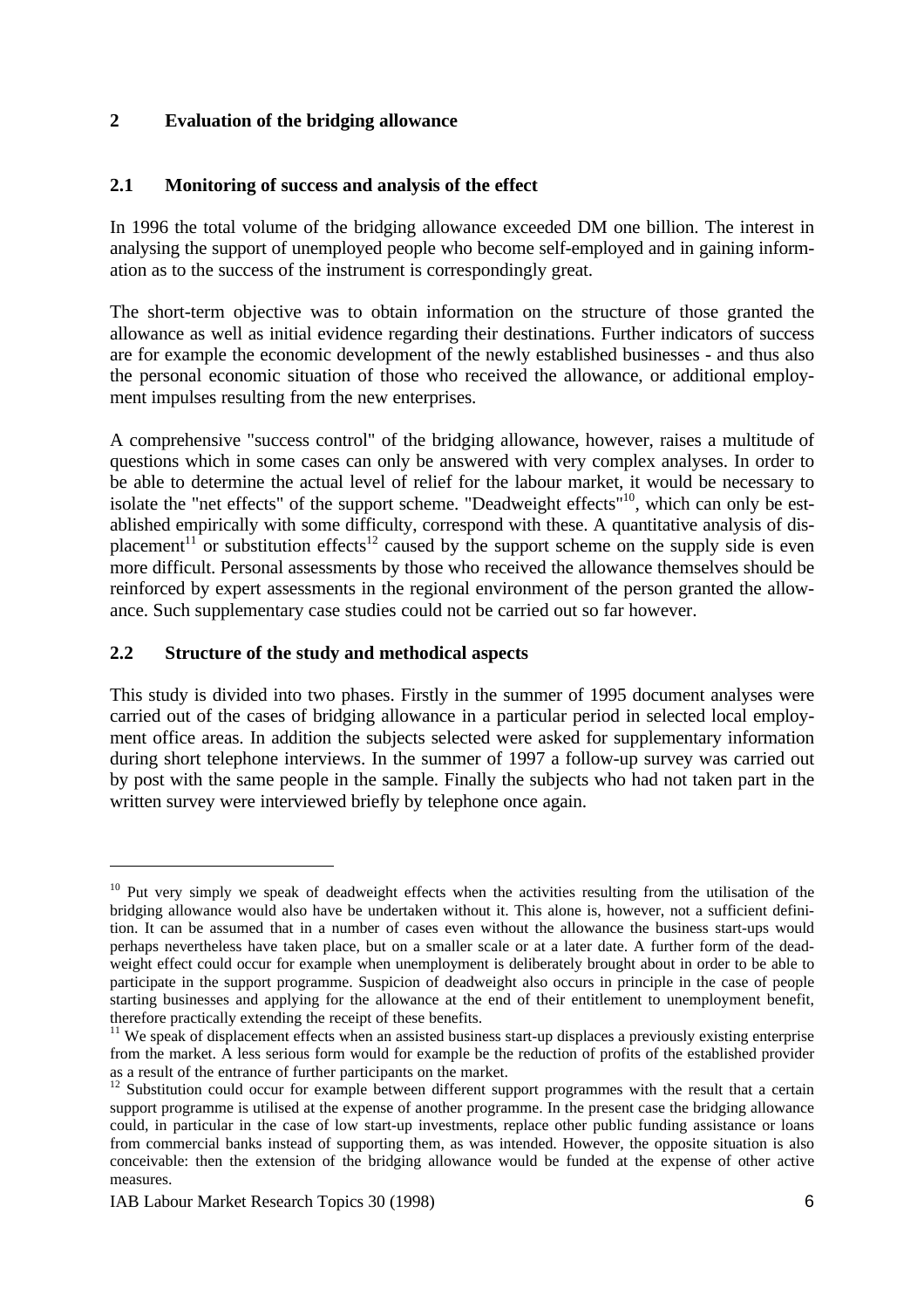## 2 Evaluation of the bridging allowance

### 2.1 Monitoring of success and analysis of the effect

In 1996 the total volume of the bridging allowance exceeded DM one billion. The interest in analysing the support of unemployed people who become self-employed and in gaining information as to the success of the instrument is correspondingly great.

The short-term objective was to obtain information on the structure of those granted the allowance as well as initial evidence regarding their destinations. Further indicators of success are for example the economic development of the newly established businesses - and thus also the personal economic situation of those who received the allowance, or additional employment impulses resulting from the new enterprises.

A comprehensive "success control" of the bridging allowance, however, raises a multitude of questions which in some cases can only be answered with very complex analyses. In order to be able to determine the actual level of relief for the labour market, it would be necessary to isolate the "net effects" of the support scheme. "Deadweight effects"[10], which can only be established empirically with some difficulty, correspond with these. A quantitative analysis of displacement[11] or substitution effects[12] caused by the support scheme on the supply side is even more difficult. Personal assessments by those who received the allowance themselves should be reinforced by expert assessments in the regional environment of the person granted the allowance. Such supplementary case studies could not be carried out so far however.

### 2.2 Structure of the study and methodical aspects

This study is divided into two phases. Firstly in the summer of 1995 document analyses were carried out of the cases of bridging allowance in a particular period in selected local employment office areas. In addition the subjects selected were asked for supplementary information during short telephone interviews. In the summer of 1997 a follow-up survey was carried out by post with the same people in the sample. Finally the subjects who had not taken part in the written survey were interviewed briefly by telephone once again.

---

[10] Put very simply we speak of deadweight effects when the activities resulting from the utilisation of the bridging allowance would also have be undertaken without it. This alone is, however, not a sufficient definition. It can be assumed that in a number of cases even without the allowance the business start-ups would perhaps nevertheless have taken place, but on a smaller scale or at a later date. A further form of the deadweight effect could occur for example when unemployment is deliberately brought about in order to be able to participate in the support programme. Suspicion of deadweight also occurs in principle in the case of people starting businesses and applying for the allowance at the end of their entitlement to unemployment benefit, therefore practically extending the receipt of these benefits.

[11] We speak of displacement effects when an assisted business start-up displaces a previously existing enterprise from the market. A less serious form would for example be the reduction of profits of the established provider as a result of the entrance of further participants on the market.

[12] Substitution could occur for example between different support programmes with the result that a certain support programme is utilised at the expense of another programme. In the present case the bridging allowance could, in particular in the case of low start-up investments, replace other public funding assistance or loans from commercial banks instead of supporting them, as was intended. However, the opposite situation is also conceivable: then the extension of the bridging allowance would be funded at the expense of other active measures.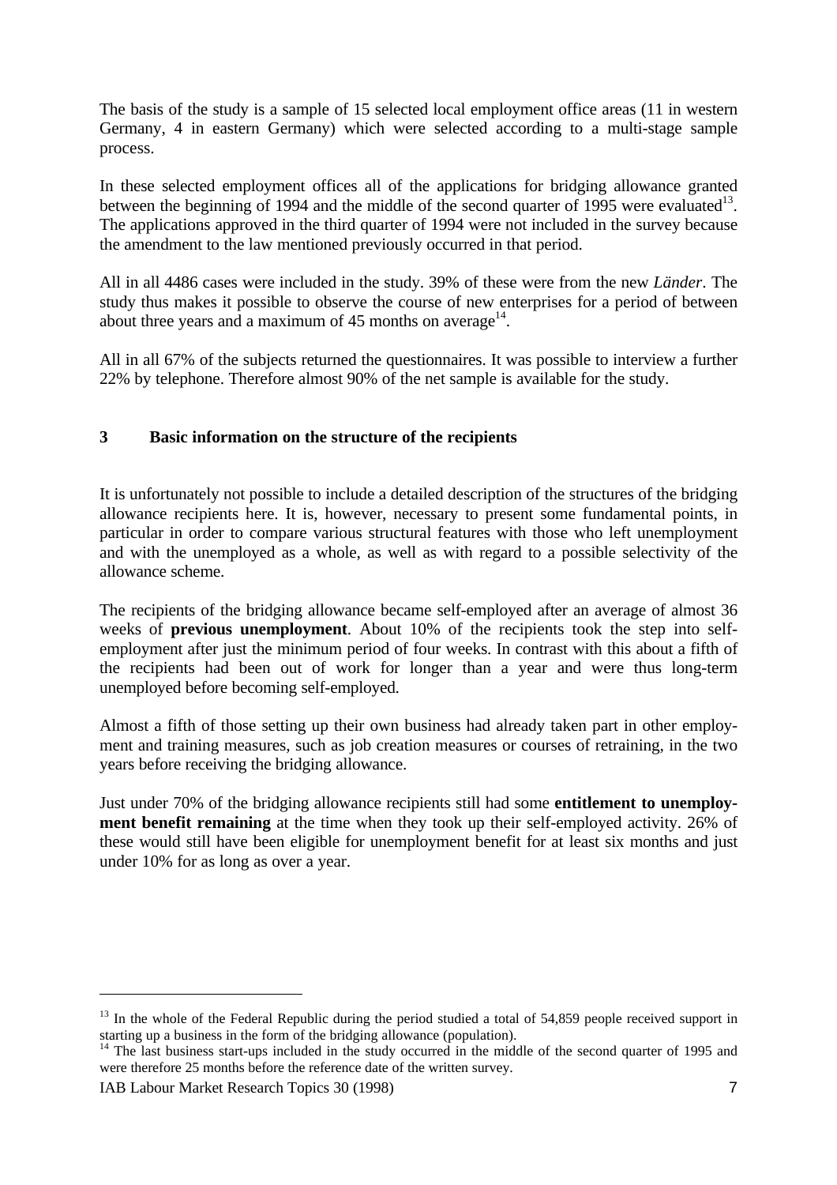The basis of the study is a sample of 15 selected local employment office areas (11 in western Germany, 4 in eastern Germany) which were selected according to a multi-stage sample process.

In these selected employment offices all of the applications for bridging allowance granted between the beginning of 1994 and the middle of the second quarter of 1995 were evaluated[13]. The applications approved in the third quarter of 1994 were not included in the survey because the amendment to the law mentioned previously occurred in that period.

All in all 4486 cases were included in the study. 39% of these were from the new *Länder*. The study thus makes it possible to observe the course of new enterprises for a period of between about three years and a maximum of 45 months on average[14].

All in all 67% of the subjects returned the questionnaires. It was possible to interview a further 22% by telephone. Therefore almost 90% of the net sample is available for the study.

## 3 Basic information on the structure of the recipients

It is unfortunately not possible to include a detailed description of the structures of the bridging allowance recipients here. It is, however, necessary to present some fundamental points, in particular in order to compare various structural features with those who left unemployment and with the unemployed as a whole, as well as with regard to a possible selectivity of the allowance scheme.

The recipients of the bridging allowance became self-employed after an average of almost 36 weeks of **previous unemployment**. About 10% of the recipients took the step into self-employment after just the minimum period of four weeks. In contrast with this about a fifth of the recipients had been out of work for longer than a year and were thus long-term unemployed before becoming self-employed.

Almost a fifth of those setting up their own business had already taken part in other employment and training measures, such as job creation measures or courses of retraining, in the two years before receiving the bridging allowance.

Just under 70% of the bridging allowance recipients still had some **entitlement to unemployment benefit remaining** at the time when they took up their self-employed activity. 26% of these would still have been eligible for unemployment benefit for at least six months and just under 10% for as long as over a year.

---

[13] In the whole of the Federal Republic during the period studied a total of 54,859 people received support in starting up a business in the form of the bridging allowance (population).

[14] The last business start-ups included in the study occurred in the middle of the second quarter of 1995 and were therefore 25 months before the reference date of the written survey.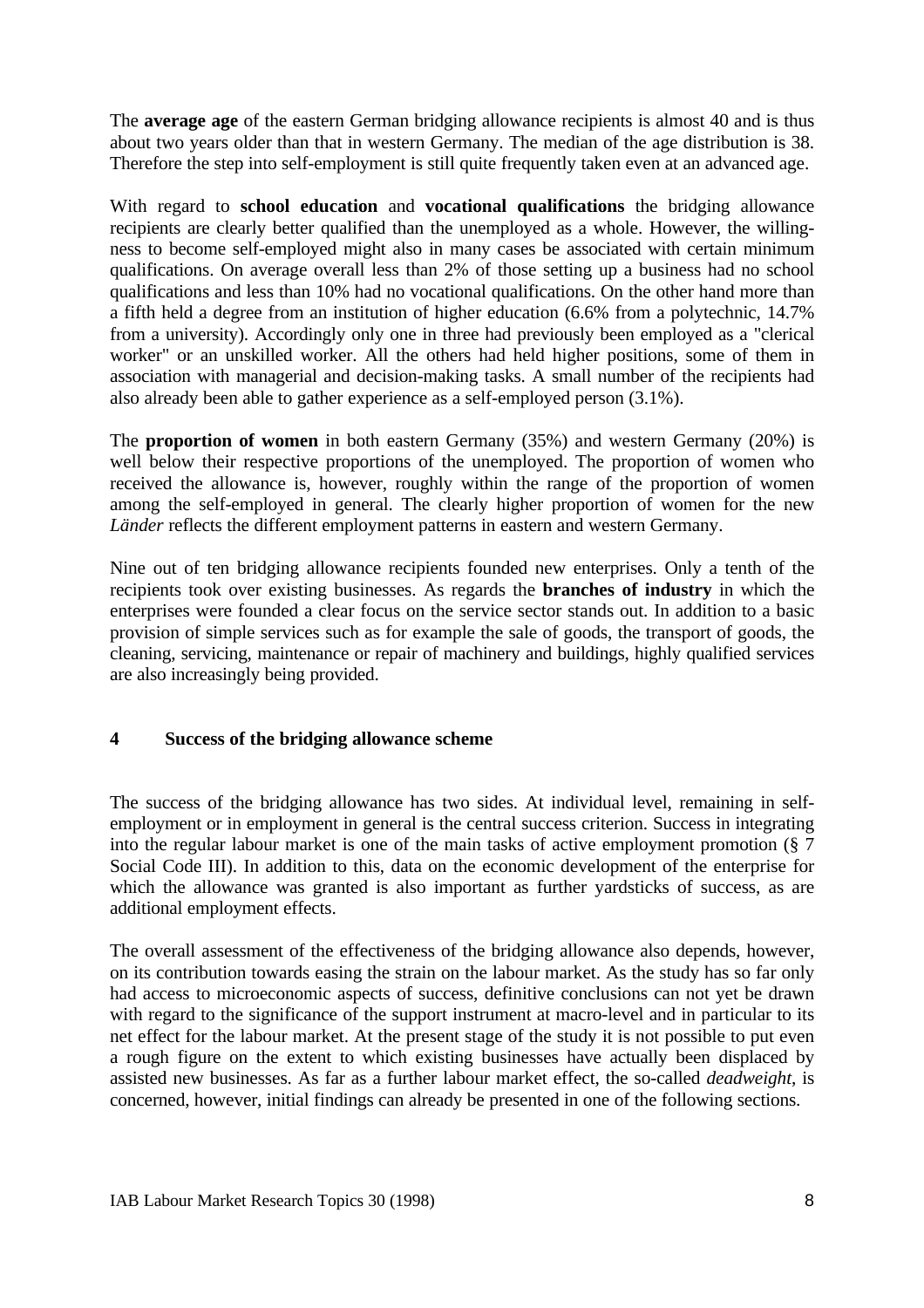The **average age** of the eastern German bridging allowance recipients is almost 40 and is thus about two years older than that in western Germany. The median of the age distribution is 38. Therefore the step into self-employment is still quite frequently taken even at an advanced age.

With regard to **school education** and **vocational qualifications** the bridging allowance recipients are clearly better qualified than the unemployed as a whole. However, the willingness to become self-employed might also in many cases be associated with certain minimum qualifications. On average overall less than 2% of those setting up a business had no school qualifications and less than 10% had no vocational qualifications. On the other hand more than a fifth held a degree from an institution of higher education (6.6% from a polytechnic, 14.7% from a university). Accordingly only one in three had previously been employed as a "clerical worker" or an unskilled worker. All the others had held higher positions, some of them in association with managerial and decision-making tasks. A small number of the recipients had also already been able to gather experience as a self-employed person (3.1%).

The **proportion of women** in both eastern Germany (35%) and western Germany (20%) is well below their respective proportions of the unemployed. The proportion of women who received the allowance is, however, roughly within the range of the proportion of women among the self-employed in general. The clearly higher proportion of women for the new *Länder* reflects the different employment patterns in eastern and western Germany.

Nine out of ten bridging allowance recipients founded new enterprises. Only a tenth of the recipients took over existing businesses. As regards the **branches of industry** in which the enterprises were founded a clear focus on the service sector stands out. In addition to a basic provision of simple services such as for example the sale of goods, the transport of goods, the cleaning, servicing, maintenance or repair of machinery and buildings, highly qualified services are also increasingly being provided.

## 4 Success of the bridging allowance scheme

The success of the bridging allowance has two sides. At individual level, remaining in self-employment or in employment in general is the central success criterion. Success in integrating into the regular labour market is one of the main tasks of active employment promotion (§ 7 Social Code III). In addition to this, data on the economic development of the enterprise for which the allowance was granted is also important as further yardsticks of success, as are additional employment effects.

The overall assessment of the effectiveness of the bridging allowance also depends, however, on its contribution towards easing the strain on the labour market. As the study has so far only had access to microeconomic aspects of success, definitive conclusions can not yet be drawn with regard to the significance of the support instrument at macro-level and in particular to its net effect for the labour market. At the present stage of the study it is not possible to put even a rough figure on the extent to which existing businesses have actually been displaced by assisted new businesses. As far as a further labour market effect, the so-called *deadweight*, is concerned, however, initial findings can already be presented in one of the following sections.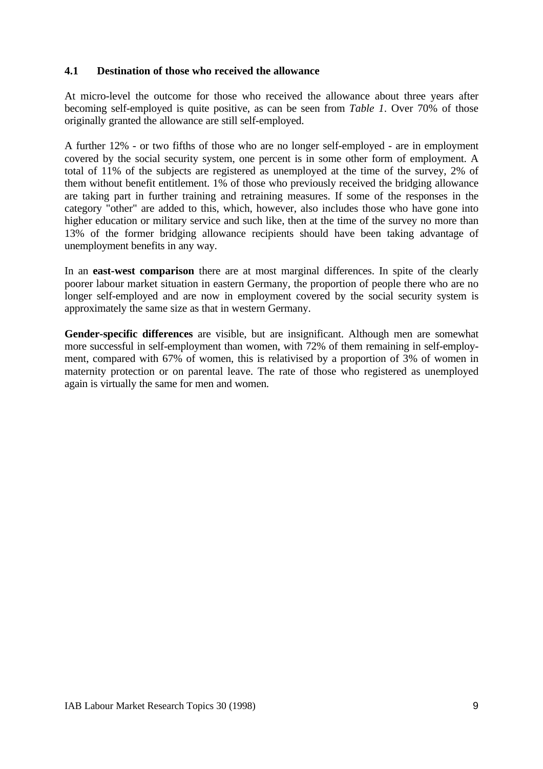### 4.1 Destination of those who received the allowance

At micro-level the outcome for those who received the allowance about three years after becoming self-employed is quite positive, as can be seen from *Table 1*. Over 70% of those originally granted the allowance are still self-employed.

A further 12% - or two fifths of those who are no longer self-employed - are in employment covered by the social security system, one percent is in some other form of employment. A total of 11% of the subjects are registered as unemployed at the time of the survey, 2% of them without benefit entitlement. 1% of those who previously received the bridging allowance are taking part in further training and retraining measures. If some of the responses in the category "other" are added to this, which, however, also includes those who have gone into higher education or military service and such like, then at the time of the survey no more than 13% of the former bridging allowance recipients should have been taking advantage of unemployment benefits in any way.

In an **east-west comparison** there are at most marginal differences. In spite of the clearly poorer labour market situation in eastern Germany, the proportion of people there who are no longer self-employed and are now in employment covered by the social security system is approximately the same size as that in western Germany.

**Gender-specific differences** are visible, but are insignificant. Although men are somewhat more successful in self-employment than women, with 72% of them remaining in self-employment, compared with 67% of women, this is relativised by a proportion of 3% of women in maternity protection or on parental leave. The rate of those who registered as unemployed again is virtually the same for men and women.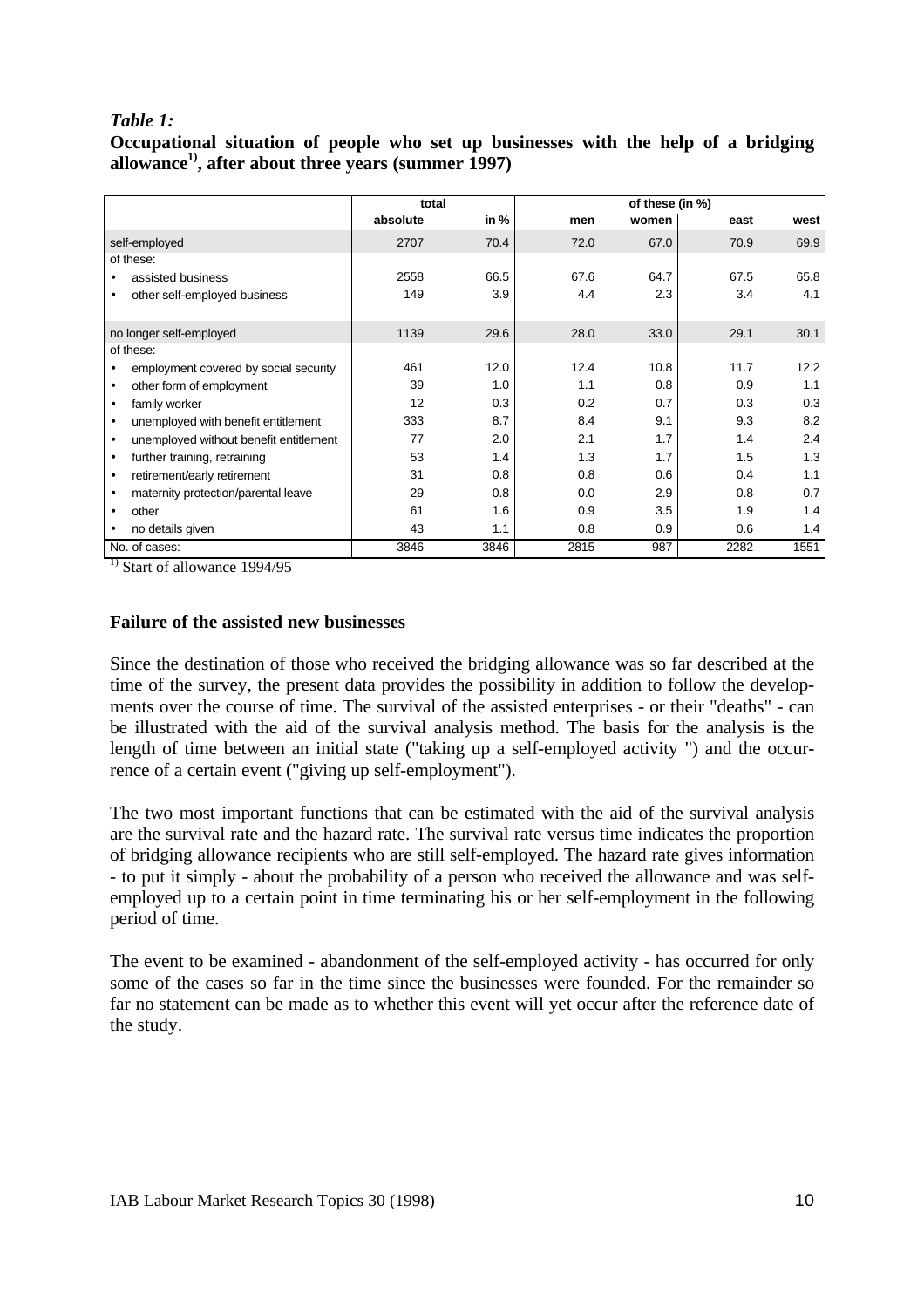*Table 1:*

**Occupational situation of people who set up businesses with the help of a bridging allowance[1], after about three years (summer 1997)**

| | total | | of these (in %) | | | |
|---|---|---|---|---|---|---|
| | absolute | in % | men | women | east | west |
| self-employed | 2707 | 70.4 | 72.0 | 67.0 | 70.9 | 69.9 |
| of these: | | | | | | |
| • assisted business | 2558 | 66.5 | 67.6 | 64.7 | 67.5 | 65.8 |
| • other self-employed business | 149 | 3.9 | 4.4 | 2.3 | 3.4 | 4.1 |
| no longer self-employed | 1139 | 29.6 | 28.0 | 33.0 | 29.1 | 30.1 |
| of these: | | | | | | |
| • employment covered by social security | 461 | 12.0 | 12.4 | 10.8 | 11.7 | 12.2 |
| • other form of employment | 39 | 1.0 | 1.1 | 0.8 | 0.9 | 1.1 |
| • family worker | 12 | 0.3 | 0.2 | 0.7 | 0.3 | 0.3 |
| • unemployed with benefit entitlement | 333 | 8.7 | 8.4 | 9.1 | 9.3 | 8.2 |
| • unemployed without benefit entitlement | 77 | 2.0 | 2.1 | 1.7 | 1.4 | 2.4 |
| • further training, retraining | 53 | 1.4 | 1.3 | 1.7 | 1.5 | 1.3 |
| • retirement/early retirement | 31 | 0.8 | 0.8 | 0.6 | 0.4 | 1.1 |
| • maternity protection/parental leave | 29 | 0.8 | 0.0 | 2.9 | 0.8 | 0.7 |
| • other | 61 | 1.6 | 0.9 | 3.5 | 1.9 | 1.4 |
| • no details given | 43 | 1.1 | 0.8 | 0.9 | 0.6 | 1.4 |
| No. of cases: | 3846 | 3846 | 2815 | 987 | 2282 | 1551 |

[1] Start of allowance 1994/95

## Failure of the assisted new businesses

Since the destination of those who received the bridging allowance was so far described at the time of the survey, the present data provides the possibility in addition to follow the developments over the course of time. The survival of the assisted enterprises - or their "deaths" - can be illustrated with the aid of the survival analysis method. The basis for the analysis is the length of time between an initial state ("taking up a self-employed activity ") and the occurrence of a certain event ("giving up self-employment").

The two most important functions that can be estimated with the aid of the survival analysis are the survival rate and the hazard rate. The survival rate versus time indicates the proportion of bridging allowance recipients who are still self-employed. The hazard rate gives information - to put it simply - about the probability of a person who received the allowance and was self-employed up to a certain point in time terminating his or her self-employment in the following period of time.

The event to be examined - abandonment of the self-employed activity - has occurred for only some of the cases so far in the time since the businesses were founded. For the remainder so far no statement can be made as to whether this event will yet occur after the reference date of the study.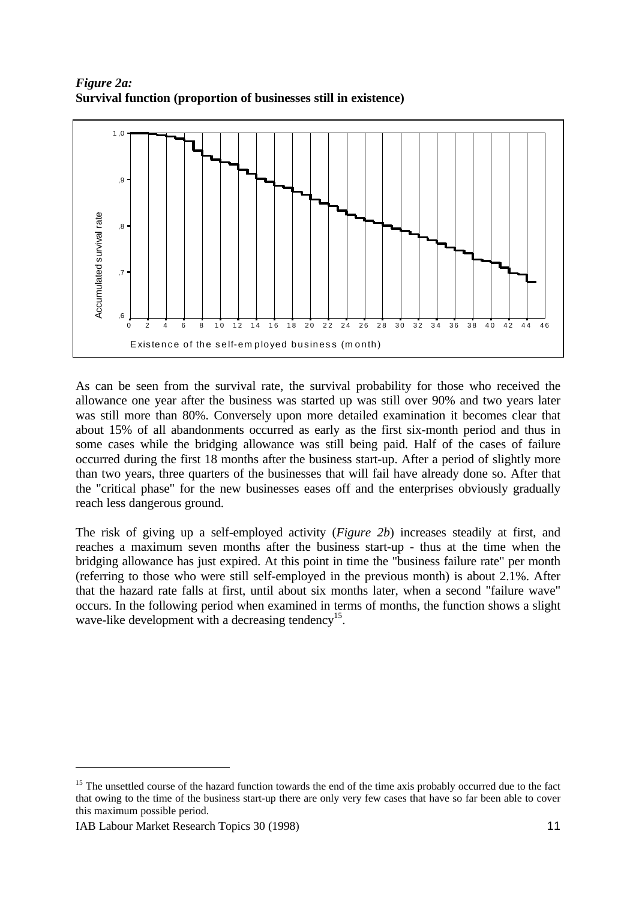***Figure 2a:***
**Survival function (proportion of businesses still in existence)**

As can be seen from the survival rate, the survival probability for those who received the allowance one year after the business was started up was still over 90% and two years later was still more than 80%. Conversely upon more detailed examination it becomes clear that about 15% of all abandonments occurred as early as the first six-month period and thus in some cases while the bridging allowance was still being paid. Half of the cases of failure occurred during the first 18 months after the business start-up. After a period of slightly more than two years, three quarters of the businesses that will fail have already done so. After that the "critical phase" for the new businesses eases off and the enterprises obviously gradually reach less dangerous ground.

The risk of giving up a self-employed activity (*Figure 2b*) increases steadily at first, and reaches a maximum seven months after the business start-up - thus at the time when the bridging allowance has just expired. At this point in time the "business failure rate" per month (referring to those who were still self-employed in the previous month) is about 2.1%. After that the hazard rate falls at first, until about six months later, when a second "failure wave" occurs. In the following period when examined in terms of months, the function shows a slight wave-like development with a decreasing tendency[15].

---

[15] The unsettled course of the hazard function towards the end of the time axis probably occurred due to the fact that owing to the time of the business start-up there are only very few cases that have so far been able to cover this maximum possible period.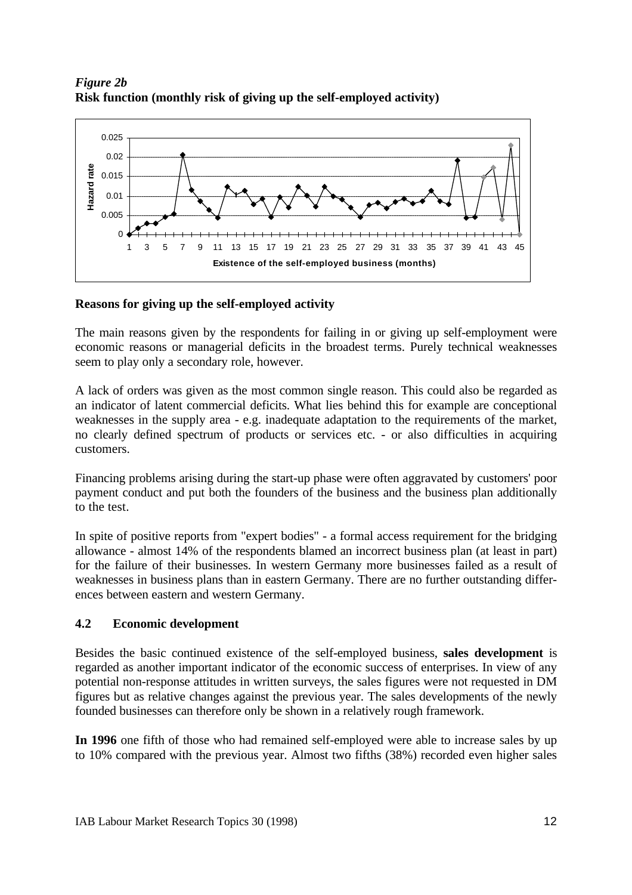*Figure 2b*
**Risk function (monthly risk of giving up the self-employed activity)**

**Reasons for giving up the self-employed activity**

The main reasons given by the respondents for failing in or giving up self-employment were economic reasons or managerial deficits in the broadest terms. Purely technical weaknesses seem to play only a secondary role, however.

A lack of orders was given as the most common single reason. This could also be regarded as an indicator of latent commercial deficits. What lies behind this for example are conceptional weaknesses in the supply area - e.g. inadequate adaptation to the requirements of the market, no clearly defined spectrum of products or services etc. - or also difficulties in acquiring customers.

Financing problems arising during the start-up phase were often aggravated by customers' poor payment conduct and put both the founders of the business and the business plan additionally to the test.

In spite of positive reports from "expert bodies" - a formal access requirement for the bridging allowance - almost 14% of the respondents blamed an incorrect business plan (at least in part) for the failure of their businesses. In western Germany more businesses failed as a result of weaknesses in business plans than in eastern Germany. There are no further outstanding differences between eastern and western Germany.

## 4.2 Economic development

Besides the basic continued existence of the self-employed business, **sales development** is regarded as another important indicator of the economic success of enterprises. In view of any potential non-response attitudes in written surveys, the sales figures were not requested in DM figures but as relative changes against the previous year. The sales developments of the newly founded businesses can therefore only be shown in a relatively rough framework.

**In 1996** one fifth of those who had remained self-employed were able to increase sales by up to 10% compared with the previous year. Almost two fifths (38%) recorded even higher sales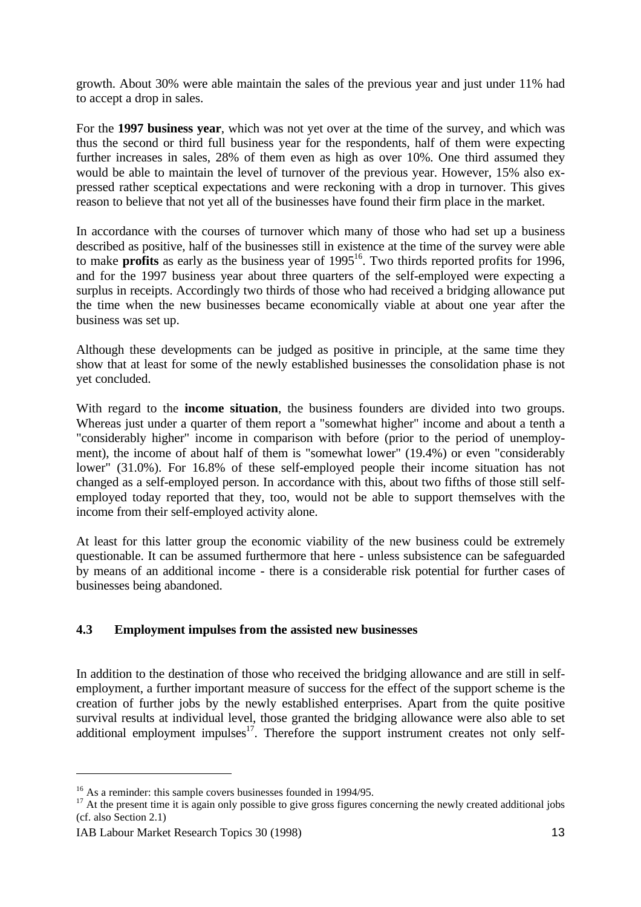growth. About 30% were able maintain the sales of the previous year and just under 11% had to accept a drop in sales.

For the **1997 business year**, which was not yet over at the time of the survey, and which was thus the second or third full business year for the respondents, half of them were expecting further increases in sales, 28% of them even as high as over 10%. One third assumed they would be able to maintain the level of turnover of the previous year. However, 15% also expressed rather sceptical expectations and were reckoning with a drop in turnover. This gives reason to believe that not yet all of the businesses have found their firm place in the market.

In accordance with the courses of turnover which many of those who had set up a business described as positive, half of the businesses still in existence at the time of the survey were able to make **profits** as early as the business year of 1995[16]. Two thirds reported profits for 1996, and for the 1997 business year about three quarters of the self-employed were expecting a surplus in receipts. Accordingly two thirds of those who had received a bridging allowance put the time when the new businesses became economically viable at about one year after the business was set up.

Although these developments can be judged as positive in principle, at the same time they show that at least for some of the newly established businesses the consolidation phase is not yet concluded.

With regard to the **income situation**, the business founders are divided into two groups. Whereas just under a quarter of them report a "somewhat higher" income and about a tenth a "considerably higher" income in comparison with before (prior to the period of unemployment), the income of about half of them is "somewhat lower" (19.4%) or even "considerably lower" (31.0%). For 16.8% of these self-employed people their income situation has not changed as a self-employed person. In accordance with this, about two fifths of those still self-employed today reported that they, too, would not be able to support themselves with the income from their self-employed activity alone.

At least for this latter group the economic viability of the new business could be extremely questionable. It can be assumed furthermore that here - unless subsistence can be safeguarded by means of an additional income - there is a considerable risk potential for further cases of businesses being abandoned.

### 4.3 Employment impulses from the assisted new businesses

In addition to the destination of those who received the bridging allowance and are still in self-employment, a further important measure of success for the effect of the support scheme is the creation of further jobs by the newly established enterprises. Apart from the quite positive survival results at individual level, those granted the bridging allowance were also able to set additional employment impulses[17]. Therefore the support instrument creates not only self-

[16] As a reminder: this sample covers businesses founded in 1994/95.

[17] At the present time it is again only possible to give gross figures concerning the newly created additional jobs (cf. also Section 2.1)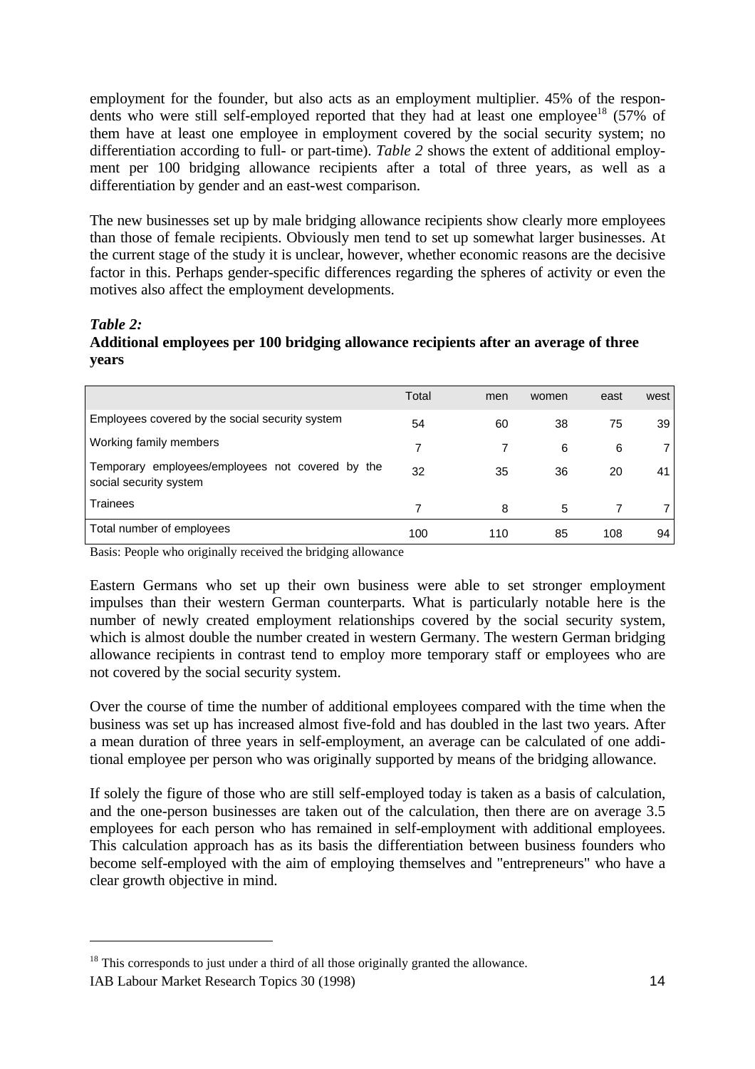employment for the founder, but also acts as an employment multiplier. 45% of the respondents who were still self-employed reported that they had at least one employee[18] (57% of them have at least one employee in employment covered by the social security system; no differentiation according to full- or part-time). *Table 2* shows the extent of additional employment per 100 bridging allowance recipients after a total of three years, as well as a differentiation by gender and an east-west comparison.

The new businesses set up by male bridging allowance recipients show clearly more employees than those of female recipients. Obviously men tend to set up somewhat larger businesses. At the current stage of the study it is unclear, however, whether economic reasons are the decisive factor in this. Perhaps gender-specific differences regarding the spheres of activity or even the motives also affect the employment developments.

***Table 2:***
**Additional employees per 100 bridging allowance recipients after an average of three years**

| | Total | men | women | east | west |
|---|---|---|---|---|---|
| Employees covered by the social security system | 54 | 60 | 38 | 75 | 39 |
| Working family members | 7 | 7 | 6 | 6 | 7 |
| Temporary employees/employees not covered by the social security system | 32 | 35 | 36 | 20 | 41 |
| Trainees | 7 | 8 | 5 | 7 | 7 |
| Total number of employees | 100 | 110 | 85 | 108 | 94 |

Basis: People who originally received the bridging allowance

Eastern Germans who set up their own business were able to set stronger employment impulses than their western German counterparts. What is particularly notable here is the number of newly created employment relationships covered by the social security system, which is almost double the number created in western Germany. The western German bridging allowance recipients in contrast tend to employ more temporary staff or employees who are not covered by the social security system.

Over the course of time the number of additional employees compared with the time when the business was set up has increased almost five-fold and has doubled in the last two years. After a mean duration of three years in self-employment, an average can be calculated of one additional employee per person who was originally supported by means of the bridging allowance.

If solely the figure of those who are still self-employed today is taken as a basis of calculation, and the one-person businesses are taken out of the calculation, then there are on average 3.5 employees for each person who has remained in self-employment with additional employees. This calculation approach has as its basis the differentiation between business founders who become self-employed with the aim of employing themselves and "entrepreneurs" who have a clear growth objective in mind.

[18] This corresponds to just under a third of all those originally granted the allowance.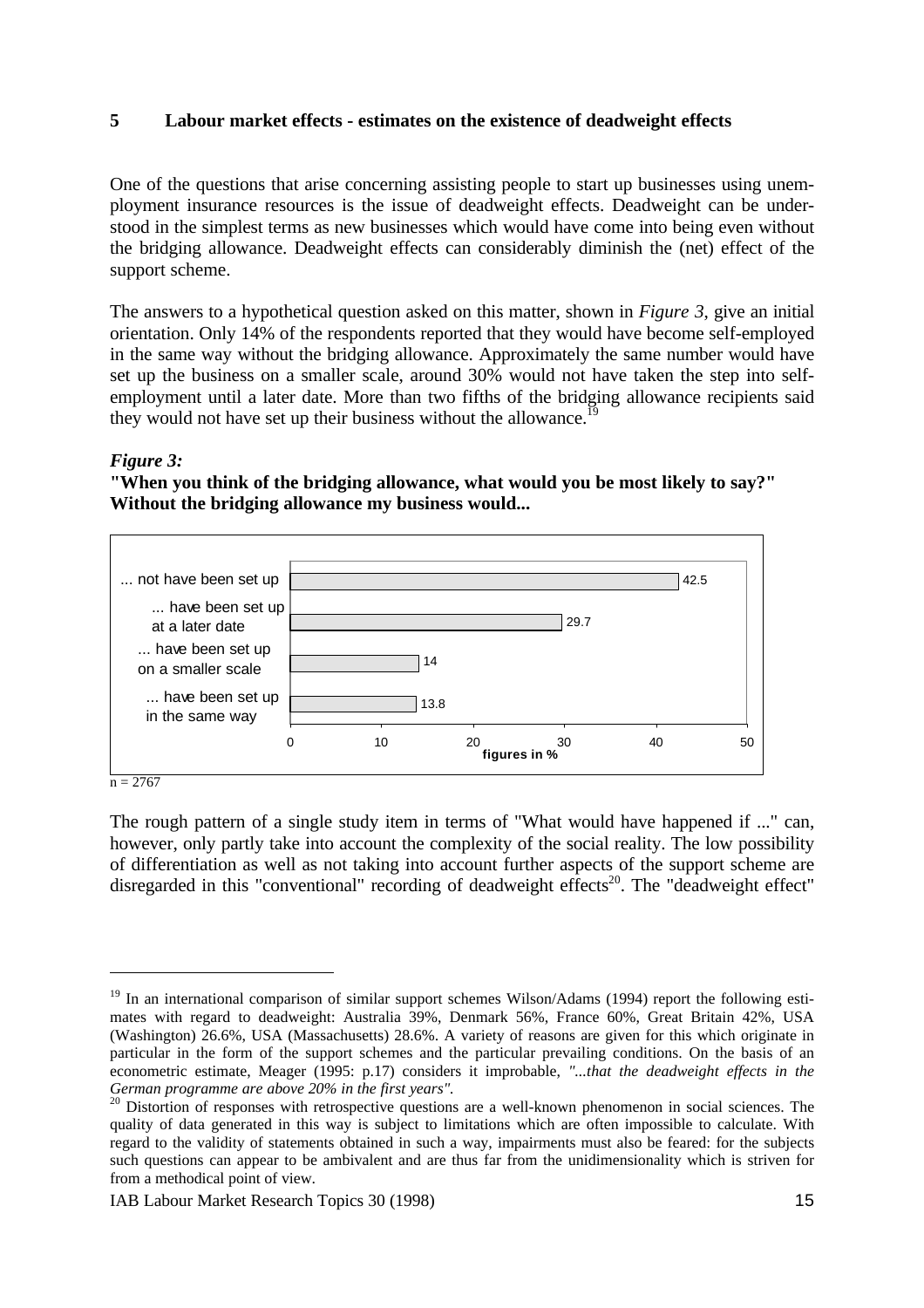## 5 Labour market effects - estimates on the existence of deadweight effects

One of the questions that arise concerning assisting people to start up businesses using unemployment insurance resources is the issue of deadweight effects. Deadweight can be understood in the simplest terms as new businesses which would have come into being even without the bridging allowance. Deadweight effects can considerably diminish the (net) effect of the support scheme.

The answers to a hypothetical question asked on this matter, shown in *Figure 3*, give an initial orientation. Only 14% of the respondents reported that they would have become self-employed in the same way without the bridging allowance. Approximately the same number would have set up the business on a smaller scale, around 30% would not have taken the step into self-employment until a later date. More than two fifths of the bridging allowance recipients said they would not have set up their business without the allowance.[19]

***Figure 3:***
**"When you think of the bridging allowance, what would you be most likely to say?" Without the bridging allowance my business would...**

| Without the bridging allowance my business would... | figures in % |
|---|---|
| ... not have been set up | 42.5 |
| ... have been set up at a later date | 29.7 |
| ... have been set up on a smaller scale | 14 |
| ... have been set up in the same way | 13.8 |

n = 2767

The rough pattern of a single study item in terms of "What would have happened if ..." can, however, only partly take into account the complexity of the social reality. The low possibility of differentiation as well as not taking into account further aspects of the support scheme are disregarded in this "conventional" recording of deadweight effects[20]. The "deadweight effect"

---

[19] In an international comparison of similar support schemes Wilson/Adams (1994) report the following estimates with regard to deadweight: Australia 39%, Denmark 56%, France 60%, Great Britain 42%, USA (Washington) 26.6%, USA (Massachusetts) 28.6%. A variety of reasons are given for this which originate in particular in the form of the support schemes and the particular prevailing conditions. On the basis of an econometric estimate, Meager (1995: p.17) considers it improbable, *"...that the deadweight effects in the German programme are above 20% in the first years".*

[20] Distortion of responses with retrospective questions are a well-known phenomenon in social sciences. The quality of data generated in this way is subject to limitations which are often impossible to calculate. With regard to the validity of statements obtained in such a way, impairments must also be feared: for the subjects such questions can appear to be ambivalent and are thus far from the unidimensionality which is striven for from a methodical point of view.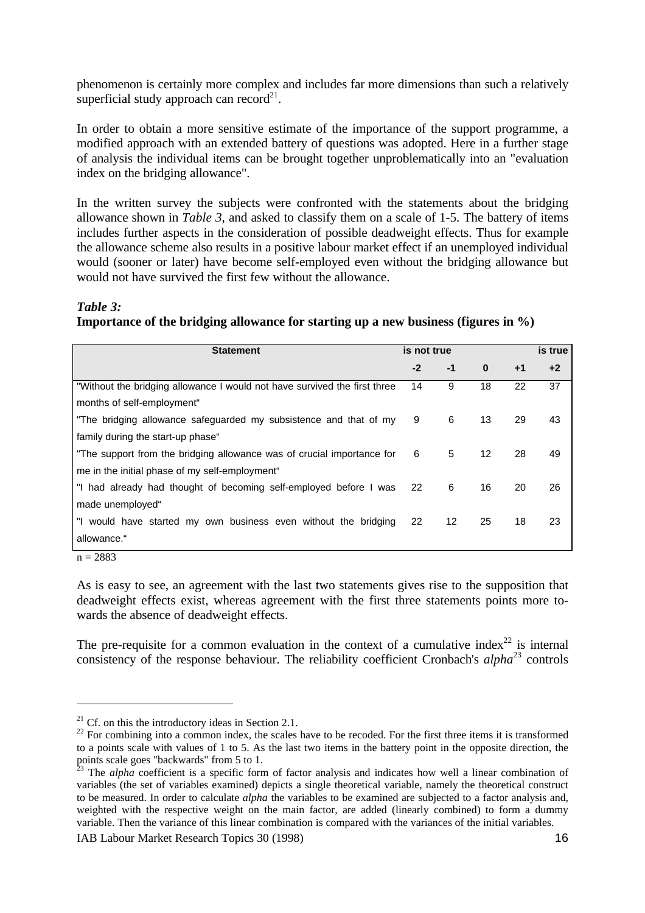phenomenon is certainly more complex and includes far more dimensions than such a relatively superficial study approach can record[21].

In order to obtain a more sensitive estimate of the importance of the support programme, a modified approach with an extended battery of questions was adopted. Here in a further stage of analysis the individual items can be brought together unproblematically into an "evaluation index on the bridging allowance".

In the written survey the subjects were confronted with the statements about the bridging allowance shown in *Table 3*, and asked to classify them on a scale of 1-5. The battery of items includes further aspects in the consideration of possible deadweight effects. Thus for example the allowance scheme also results in a positive labour market effect if an unemployed individual would (sooner or later) have become self-employed even without the bridging allowance but would not have survived the first few without the allowance.

***Table 3:***
**Importance of the bridging allowance for starting up a new business (figures in %)**

| Statement | is not true | | | | is true |
|---|---|---|---|---|---|
| | **-2** | **-1** | **0** | **+1** | **+2** |
| "Without the bridging allowance I would not have survived the first three months of self-employment" | 14 | 9 | 18 | 22 | 37 |
| "The bridging allowance safeguarded my subsistence and that of my family during the start-up phase" | 9 | 6 | 13 | 29 | 43 |
| "The support from the bridging allowance was of crucial importance for me in the initial phase of my self-employment" | 6 | 5 | 12 | 28 | 49 |
| "I had already had thought of becoming self-employed before I was made unemployed" | 22 | 6 | 16 | 20 | 26 |
| "I would have started my own business even without the bridging allowance." | 22 | 12 | 25 | 18 | 23 |

n = 2883

As is easy to see, an agreement with the last two statements gives rise to the supposition that deadweight effects exist, whereas agreement with the first three statements points more towards the absence of deadweight effects.

The pre-requisite for a common evaluation in the context of a cumulative index[22] is internal consistency of the response behaviour. The reliability coefficient Cronbach's *alpha*[23] controls

---

[21] Cf. on this the introductory ideas in Section 2.1.

[22] For combining into a common index, the scales have to be recoded. For the first three items it is transformed to a points scale with values of 1 to 5. As the last two items in the battery point in the opposite direction, the points scale goes "backwards" from 5 to 1.

[23] The *alpha* coefficient is a specific form of factor analysis and indicates how well a linear combination of variables (the set of variables examined) depicts a single theoretical variable, namely the theoretical construct to be measured. In order to calculate *alpha* the variables to be examined are subjected to a factor analysis and, weighted with the respective weight on the main factor, are added (linearly combined) to form a dummy variable. Then the variance of this linear combination is compared with the variances of the initial variables.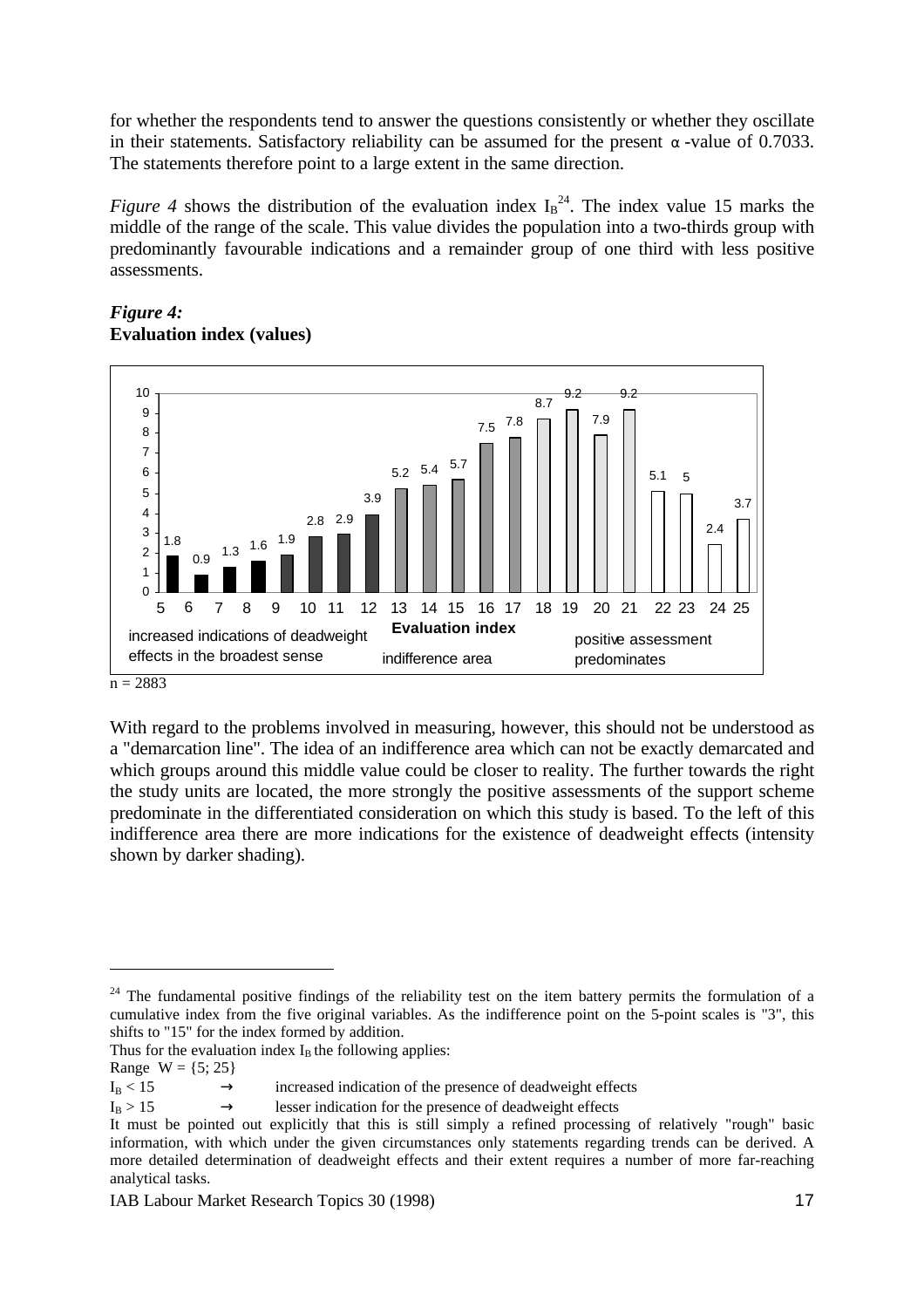for whether the respondents tend to answer the questions consistently or whether they oscillate in their statements. Satisfactory reliability can be assumed for the present α-value of 0.7033. The statements therefore point to a large extent in the same direction.

*Figure 4* shows the distribution of the evaluation index $I_B$[24]. The index value 15 marks the middle of the range of the scale. This value divides the population into a two-thirds group with predominantly favourable indications and a remainder group of one third with less positive assessments.

***Figure 4:***
**Evaluation index (values)**

| Evaluation index | 5 | 6 | 7 | 8 | 9 | 10 | 11 | 12 | 13 | 14 | 15 | 16 | 17 | 18 | 19 | 20 | 21 | 22 | 23 | 24 | 25 |
|---|---|---|---|---|---|---|---|---|---|---|---|---|---|---|---|---|---|---|---|---|---|
| Value | 1.8 | 0.9 | 1.3 | 1.6 | 1.9 | 2.8 | 2.9 | 3.9 | 5.2 | 5.4 | 5.7 | 7.5 | 7.8 | 8.7 | 9.2 | 7.9 | 9.2 | 5.1 | 5 | 2.4 | 3.7 |

increased indications of deadweight effects in the broadest sense — indifference area — positive assessment predominates

n = 2883

With regard to the problems involved in measuring, however, this should not be understood as a "demarcation line". The idea of an indifference area which can not be exactly demarcated and which groups around this middle value could be closer to reality. The further towards the right the study units are located, the more strongly the positive assessments of the support scheme predominate in the differentiated consideration on which this study is based. To the left of this indifference area there are more indications for the existence of deadweight effects (intensity shown by darker shading).

---

[24] The fundamental positive findings of the reliability test on the item battery permits the formulation of a cumulative index from the five original variables. As the indifference point on the 5-point scales is "3", this shifts to "15" for the index formed by addition.

Thus for the evaluation index $I_B$ the following applies:

Range $W = \{5; 25\}$

$I_B < 15$ → increased indication of the presence of deadweight effects

$I_B > 15$ → lesser indication for the presence of deadweight effects

It must be pointed out explicitly that this is still simply a refined processing of relatively "rough" basic information, with which under the given circumstances only statements regarding trends can be derived. A more detailed determination of deadweight effects and their extent requires a number of more far-reaching analytical tasks.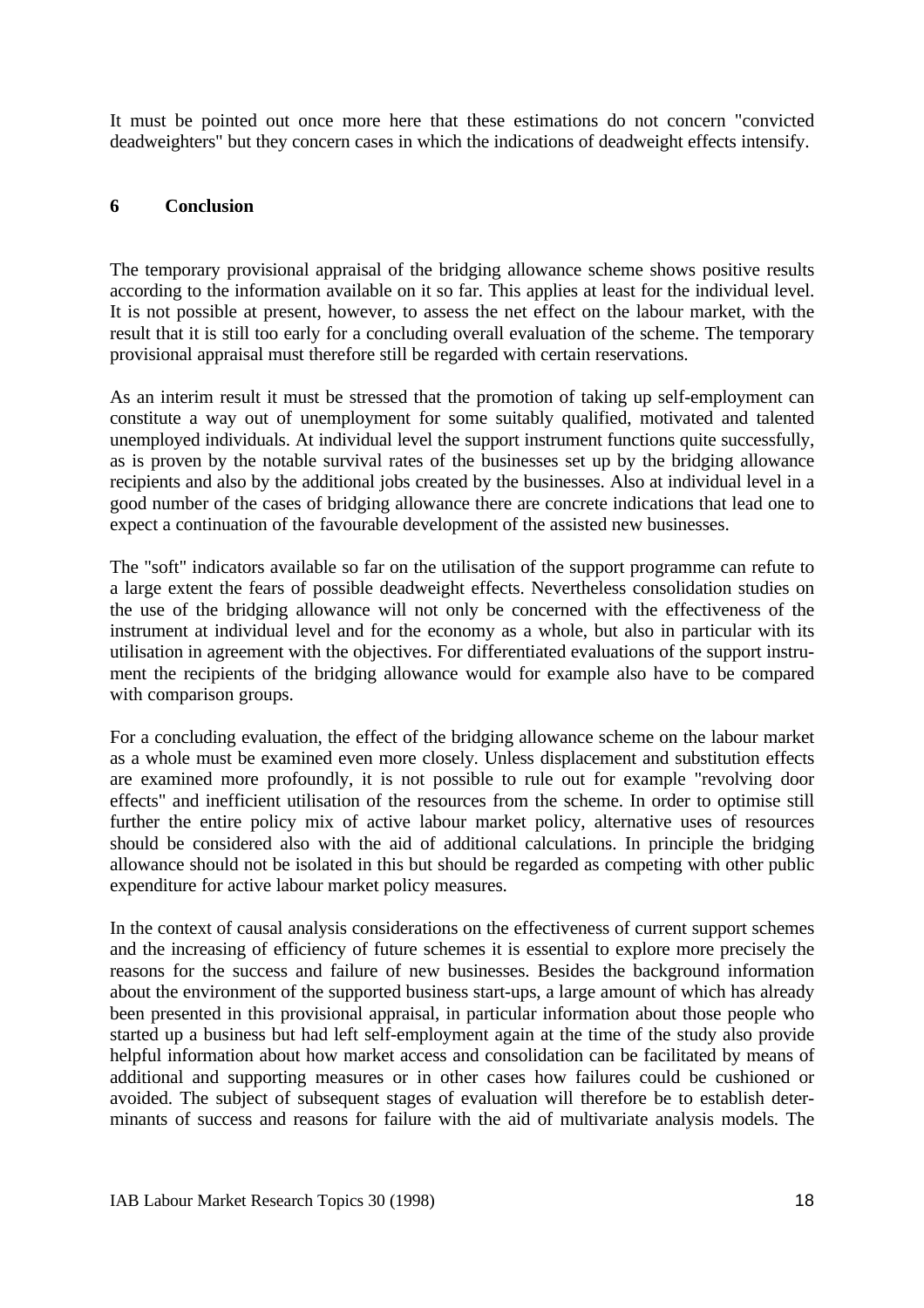It must be pointed out once more here that these estimations do not concern "convicted deadweighters" but they concern cases in which the indications of deadweight effects intensify.

## 6 Conclusion

The temporary provisional appraisal of the bridging allowance scheme shows positive results according to the information available on it so far. This applies at least for the individual level. It is not possible at present, however, to assess the net effect on the labour market, with the result that it is still too early for a concluding overall evaluation of the scheme. The temporary provisional appraisal must therefore still be regarded with certain reservations.

As an interim result it must be stressed that the promotion of taking up self-employment can constitute a way out of unemployment for some suitably qualified, motivated and talented unemployed individuals. At individual level the support instrument functions quite successfully, as is proven by the notable survival rates of the businesses set up by the bridging allowance recipients and also by the additional jobs created by the businesses. Also at individual level in a good number of the cases of bridging allowance there are concrete indications that lead one to expect a continuation of the favourable development of the assisted new businesses.

The "soft" indicators available so far on the utilisation of the support programme can refute to a large extent the fears of possible deadweight effects. Nevertheless consolidation studies on the use of the bridging allowance will not only be concerned with the effectiveness of the instrument at individual level and for the economy as a whole, but also in particular with its utilisation in agreement with the objectives. For differentiated evaluations of the support instrument the recipients of the bridging allowance would for example also have to be compared with comparison groups.

For a concluding evaluation, the effect of the bridging allowance scheme on the labour market as a whole must be examined even more closely. Unless displacement and substitution effects are examined more profoundly, it is not possible to rule out for example "revolving door effects" and inefficient utilisation of the resources from the scheme. In order to optimise still further the entire policy mix of active labour market policy, alternative uses of resources should be considered also with the aid of additional calculations. In principle the bridging allowance should not be isolated in this but should be regarded as competing with other public expenditure for active labour market policy measures.

In the context of causal analysis considerations on the effectiveness of current support schemes and the increasing of efficiency of future schemes it is essential to explore more precisely the reasons for the success and failure of new businesses. Besides the background information about the environment of the supported business start-ups, a large amount of which has already been presented in this provisional appraisal, in particular information about those people who started up a business but had left self-employment again at the time of the study also provide helpful information about how market access and consolidation can be facilitated by means of additional and supporting measures or in other cases how failures could be cushioned or avoided. The subject of subsequent stages of evaluation will therefore be to establish determinants of success and reasons for failure with the aid of multivariate analysis models. The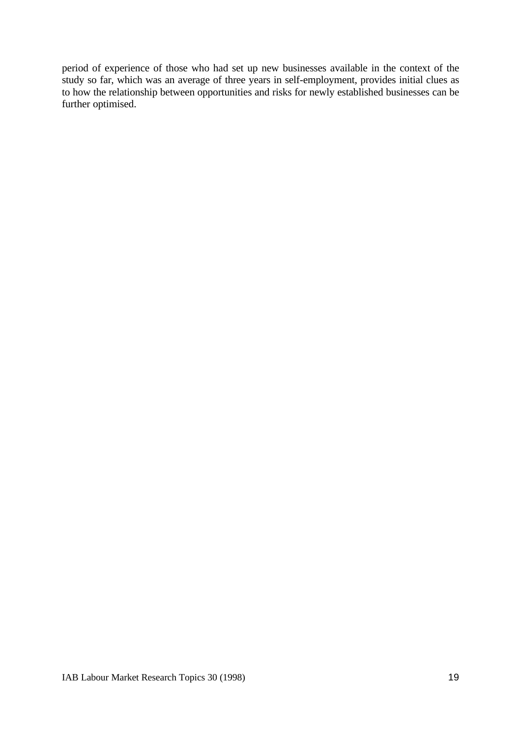period of experience of those who had set up new businesses available in the context of the study so far, which was an average of three years in self-employment, provides initial clues as to how the relationship between opportunities and risks for newly established businesses can be further optimised.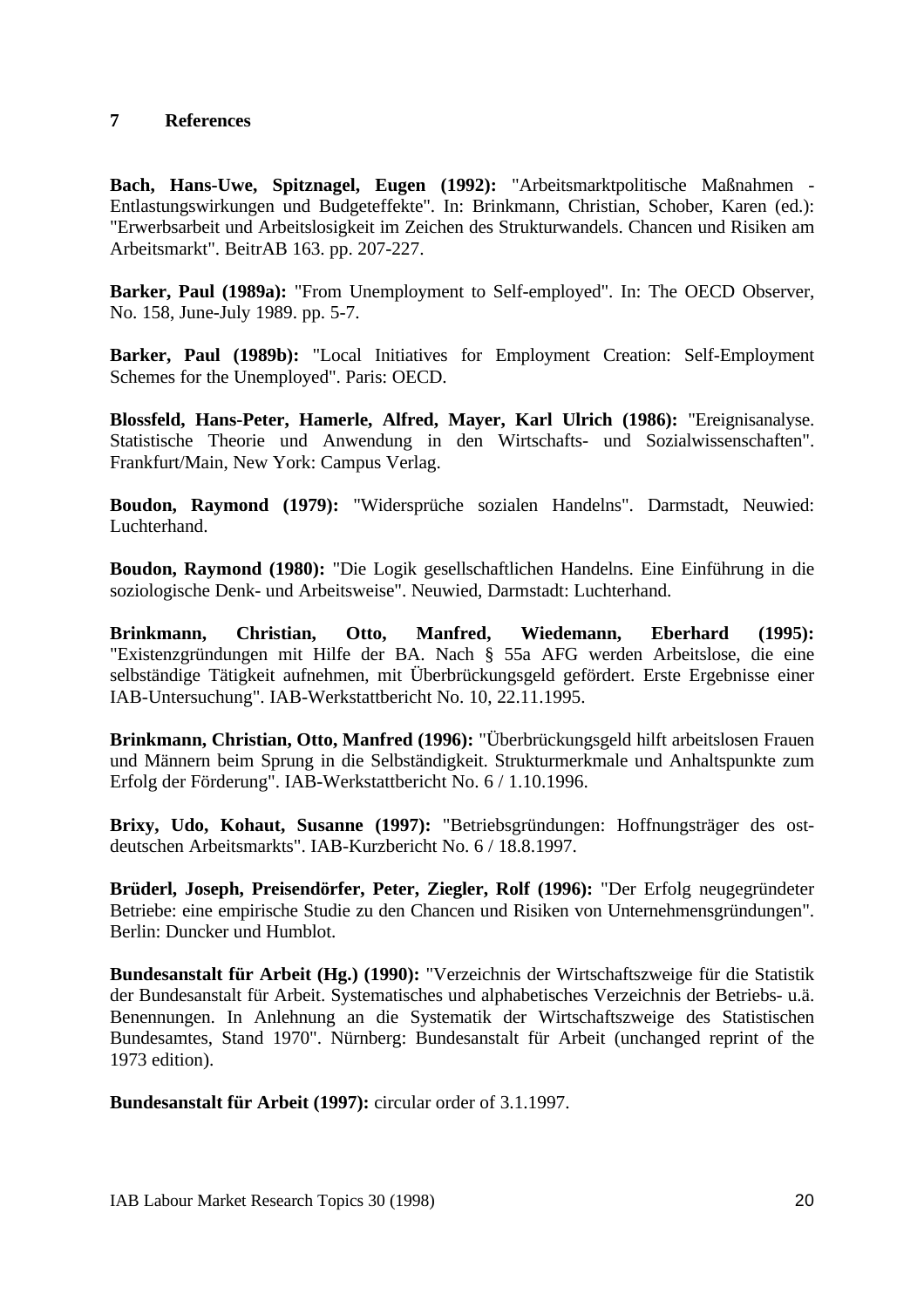## 7 References

**Bach, Hans-Uwe, Spitznagel, Eugen (1992):** "Arbeitsmarktpolitische Maßnahmen - Entlastungswirkungen und Budgeteffekte". In: Brinkmann, Christian, Schober, Karen (ed.): "Erwerbsarbeit und Arbeitslosigkeit im Zeichen des Strukturwandels. Chancen und Risiken am Arbeitsmarkt". BeitrAB 163. pp. 207-227.

**Barker, Paul (1989a):** "From Unemployment to Self-employed". In: The OECD Observer, No. 158, June-July 1989. pp. 5-7.

**Barker, Paul (1989b):** "Local Initiatives for Employment Creation: Self-Employment Schemes for the Unemployed". Paris: OECD.

**Blossfeld, Hans-Peter, Hamerle, Alfred, Mayer, Karl Ulrich (1986):** "Ereignisanalyse. Statistische Theorie und Anwendung in den Wirtschafts- und Sozialwissenschaften". Frankfurt/Main, New York: Campus Verlag.

**Boudon, Raymond (1979):** "Widersprüche sozialen Handelns". Darmstadt, Neuwied: Luchterhand.

**Boudon, Raymond (1980):** "Die Logik gesellschaftlichen Handelns. Eine Einführung in die soziologische Denk- und Arbeitsweise". Neuwied, Darmstadt: Luchterhand.

**Brinkmann, Christian, Otto, Manfred, Wiedemann, Eberhard (1995):** "Existenzgründungen mit Hilfe der BA. Nach § 55a AFG werden Arbeitslose, die eine selbständige Tätigkeit aufnehmen, mit Überbrückungsgeld gefördert. Erste Ergebnisse einer IAB-Untersuchung". IAB-Werkstattbericht No. 10, 22.11.1995.

**Brinkmann, Christian, Otto, Manfred (1996):** "Überbrückungsgeld hilft arbeitslosen Frauen und Männern beim Sprung in die Selbständigkeit. Strukturmerkmale und Anhaltspunkte zum Erfolg der Förderung". IAB-Werkstattbericht No. 6 / 1.10.1996.

**Brixy, Udo, Kohaut, Susanne (1997):** "Betriebsgründungen: Hoffnungsträger des ost-deutschen Arbeitsmarkts". IAB-Kurzbericht No. 6 / 18.8.1997.

**Brüderl, Joseph, Preisendörfer, Peter, Ziegler, Rolf (1996):** "Der Erfolg neugegründeter Betriebe: eine empirische Studie zu den Chancen und Risiken von Unternehmensgründungen". Berlin: Duncker und Humblot.

**Bundesanstalt für Arbeit (Hg.) (1990):** "Verzeichnis der Wirtschaftszweige für die Statistik der Bundesanstalt für Arbeit. Systematisches und alphabetisches Verzeichnis der Betriebs- u.ä. Benennungen. In Anlehnung an die Systematik der Wirtschaftszweige des Statistischen Bundesamtes, Stand 1970". Nürnberg: Bundesanstalt für Arbeit (unchanged reprint of the 1973 edition).

**Bundesanstalt für Arbeit (1997):** circular order of 3.1.1997.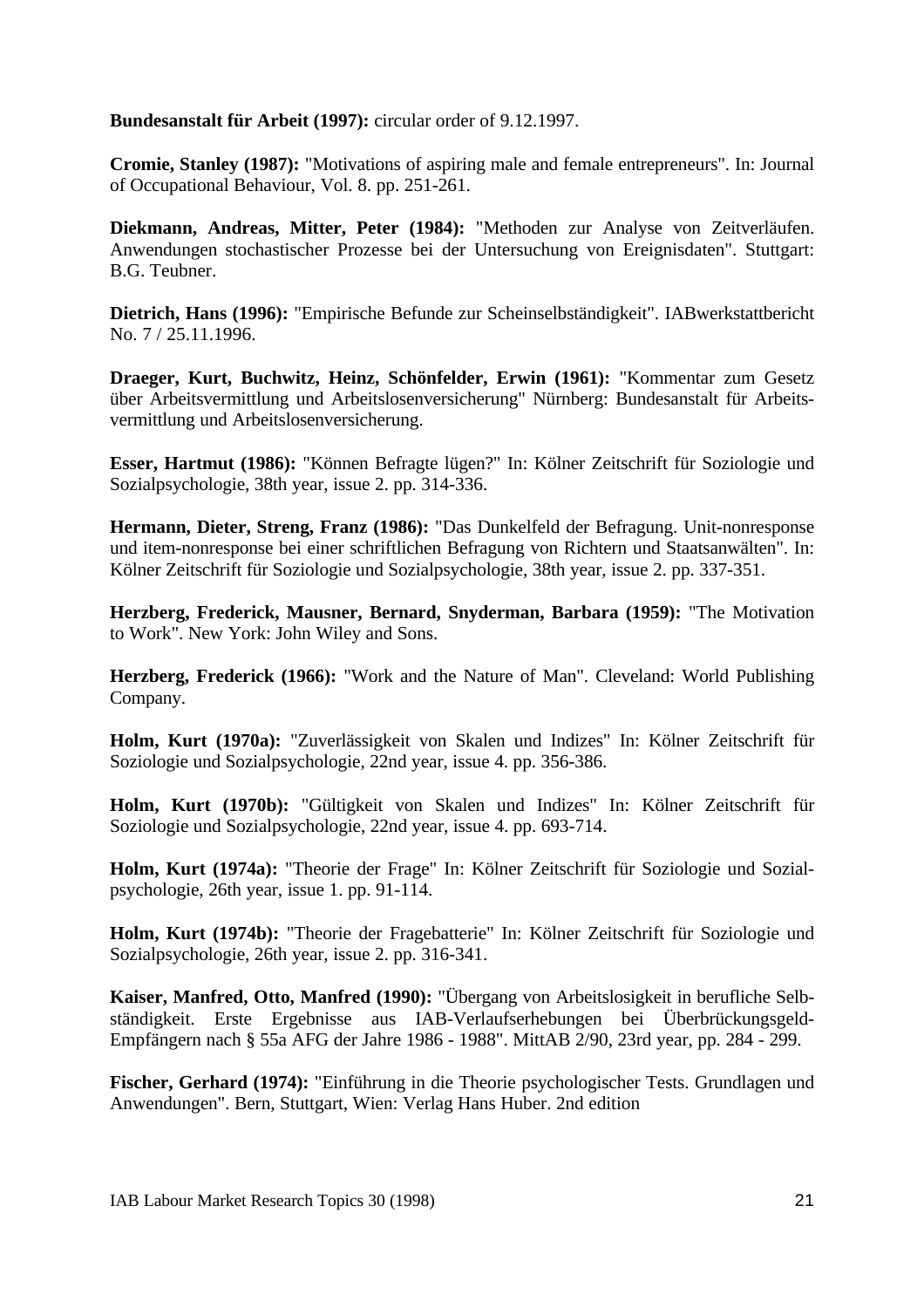**Bundesanstalt für Arbeit (1997):** circular order of 9.12.1997.

**Cromie, Stanley (1987):** "Motivations of aspiring male and female entrepreneurs". In: Journal of Occupational Behaviour, Vol. 8. pp. 251-261.

**Diekmann, Andreas, Mitter, Peter (1984):** "Methoden zur Analyse von Zeitverläufen. Anwendungen stochastischer Prozesse bei der Untersuchung von Ereignisdaten". Stuttgart: B.G. Teubner.

**Dietrich, Hans (1996):** "Empirische Befunde zur Scheinselbständigkeit". IABwerkstattbericht No. 7 / 25.11.1996.

**Draeger, Kurt, Buchwitz, Heinz, Schönfelder, Erwin (1961):** "Kommentar zum Gesetz über Arbeitsvermittlung und Arbeitslosenversicherung" Nürnberg: Bundesanstalt für Arbeitsvermittlung und Arbeitslosenversicherung.

**Esser, Hartmut (1986):** "Können Befragte lügen?" In: Kölner Zeitschrift für Soziologie und Sozialpsychologie, 38th year, issue 2. pp. 314-336.

**Hermann, Dieter, Streng, Franz (1986):** "Das Dunkelfeld der Befragung. Unit-nonresponse und item-nonresponse bei einer schriftlichen Befragung von Richtern und Staatsanwälten". In: Kölner Zeitschrift für Soziologie und Sozialpsychologie, 38th year, issue 2. pp. 337-351.

**Herzberg, Frederick, Mausner, Bernard, Snyderman, Barbara (1959):** "The Motivation to Work". New York: John Wiley and Sons.

**Herzberg, Frederick (1966):** "Work and the Nature of Man". Cleveland: World Publishing Company.

**Holm, Kurt (1970a):** "Zuverlässigkeit von Skalen und Indizes" In: Kölner Zeitschrift für Soziologie und Sozialpsychologie, 22nd year, issue 4. pp. 356-386.

**Holm, Kurt (1970b):** "Gültigkeit von Skalen und Indizes" In: Kölner Zeitschrift für Soziologie und Sozialpsychologie, 22nd year, issue 4. pp. 693-714.

**Holm, Kurt (1974a):** "Theorie der Frage" In: Kölner Zeitschrift für Soziologie und Sozialpsychologie, 26th year, issue 1. pp. 91-114.

**Holm, Kurt (1974b):** "Theorie der Fragebatterie" In: Kölner Zeitschrift für Soziologie und Sozialpsychologie, 26th year, issue 2. pp. 316-341.

**Kaiser, Manfred, Otto, Manfred (1990):** "Übergang von Arbeitslosigkeit in berufliche Selbständigkeit. Erste Ergebnisse aus IAB-Verlaufserhebungen bei Überbrückungsgeld-Empfängern nach § 55a AFG der Jahre 1986 - 1988". MittAB 2/90, 23rd year, pp. 284 - 299.

**Fischer, Gerhard (1974):** "Einführung in die Theorie psychologischer Tests. Grundlagen und Anwendungen". Bern, Stuttgart, Wien: Verlag Hans Huber. 2nd edition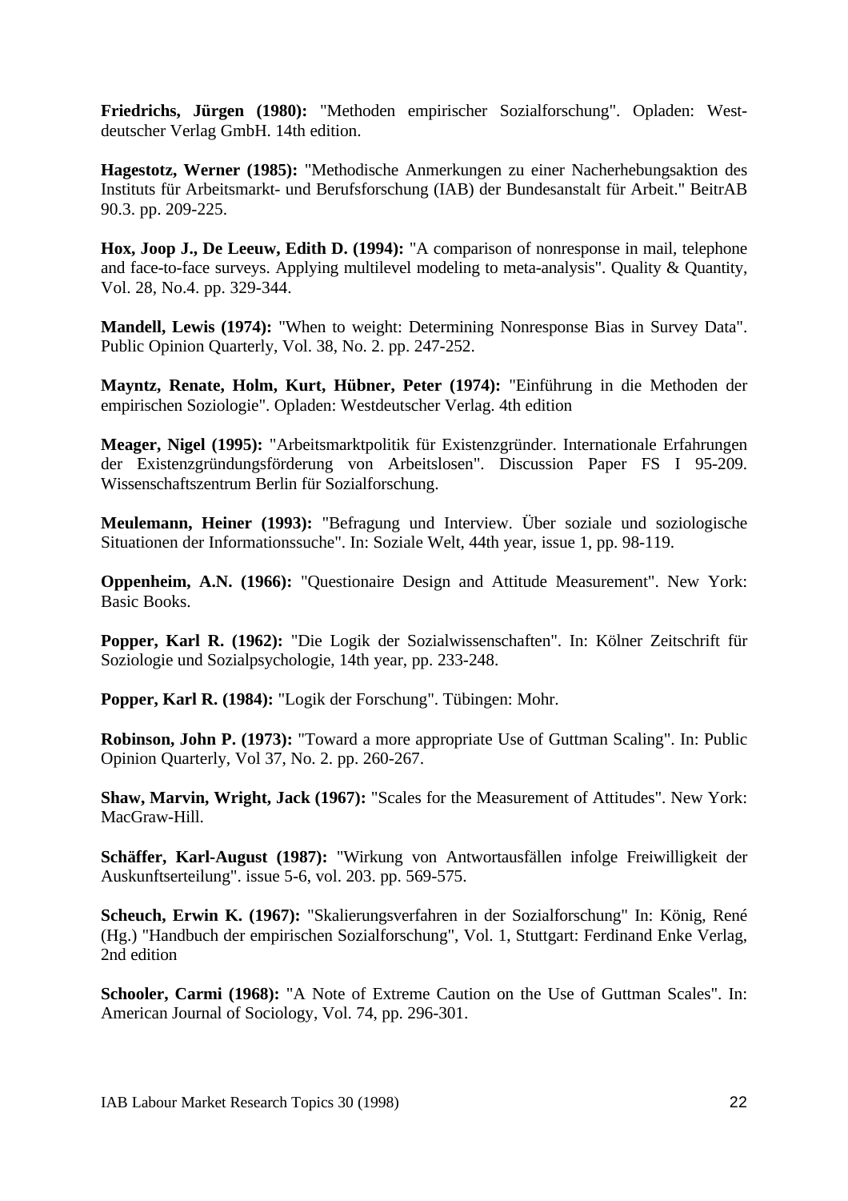**Friedrichs, Jürgen (1980):** "Methoden empirischer Sozialforschung". Opladen: Westdeutscher Verlag GmbH. 14th edition.

**Hagestotz, Werner (1985):** "Methodische Anmerkungen zu einer Nacherhebungsaktion des Instituts für Arbeitsmarkt- und Berufsforschung (IAB) der Bundesanstalt für Arbeit." BeitrAB 90.3. pp. 209-225.

**Hox, Joop J., De Leeuw, Edith D. (1994):** "A comparison of nonresponse in mail, telephone and face-to-face surveys. Applying multilevel modeling to meta-analysis". Quality & Quantity, Vol. 28, No.4. pp. 329-344.

**Mandell, Lewis (1974):** "When to weight: Determining Nonresponse Bias in Survey Data". Public Opinion Quarterly, Vol. 38, No. 2. pp. 247-252.

**Mayntz, Renate, Holm, Kurt, Hübner, Peter (1974):** "Einführung in die Methoden der empirischen Soziologie". Opladen: Westdeutscher Verlag. 4th edition

**Meager, Nigel (1995):** "Arbeitsmarktpolitik für Existenzgründer. Internationale Erfahrungen der Existenzgründungsförderung von Arbeitslosen". Discussion Paper FS I 95-209. Wissenschaftszentrum Berlin für Sozialforschung.

**Meulemann, Heiner (1993):** "Befragung und Interview. Über soziale und soziologische Situationen der Informationssuche". In: Soziale Welt, 44th year, issue 1, pp. 98-119.

**Oppenheim, A.N. (1966):** "Questionaire Design and Attitude Measurement". New York: Basic Books.

**Popper, Karl R. (1962):** "Die Logik der Sozialwissenschaften". In: Kölner Zeitschrift für Soziologie und Sozialpsychologie, 14th year, pp. 233-248.

**Popper, Karl R. (1984):** "Logik der Forschung". Tübingen: Mohr.

**Robinson, John P. (1973):** "Toward a more appropriate Use of Guttman Scaling". In: Public Opinion Quarterly, Vol 37, No. 2. pp. 260-267.

**Shaw, Marvin, Wright, Jack (1967):** "Scales for the Measurement of Attitudes". New York: MacGraw-Hill.

**Schäffer, Karl-August (1987):** "Wirkung von Antwortausfällen infolge Freiwilligkeit der Auskunftserteilung". issue 5-6, vol. 203. pp. 569-575.

**Scheuch, Erwin K. (1967):** "Skalierungsverfahren in der Sozialforschung" In: König, René (Hg.) "Handbuch der empirischen Sozialforschung", Vol. 1, Stuttgart: Ferdinand Enke Verlag, 2nd edition

**Schooler, Carmi (1968):** "A Note of Extreme Caution on the Use of Guttman Scales". In: American Journal of Sociology, Vol. 74, pp. 296-301.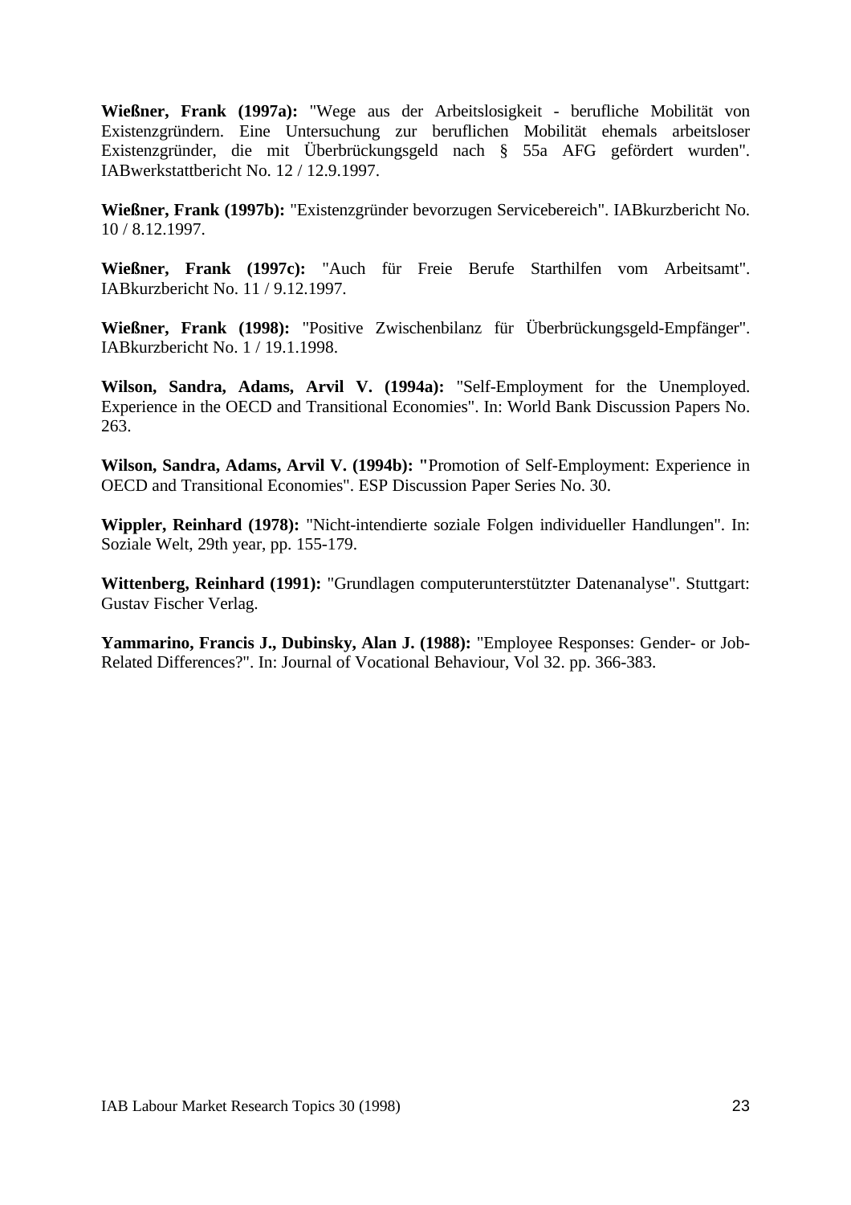**Wießner, Frank (1997a):** "Wege aus der Arbeitslosigkeit - berufliche Mobilität von Existenzgründern. Eine Untersuchung zur beruflichen Mobilität ehemals arbeitsloser Existenzgründer, die mit Überbrückungsgeld nach § 55a AFG gefördert wurden". IABwerkstattbericht No. 12 / 12.9.1997.

**Wießner, Frank (1997b):** "Existenzgründer bevorzugen Servicebereich". IABkurzbericht No. 10 / 8.12.1997.

**Wießner, Frank (1997c):** "Auch für Freie Berufe Starthilfen vom Arbeitsamt". IABkurzbericht No. 11 / 9.12.1997.

**Wießner, Frank (1998):** "Positive Zwischenbilanz für Überbrückungsgeld-Empfänger". IABkurzbericht No. 1 / 19.1.1998.

**Wilson, Sandra, Adams, Arvil V. (1994a):** "Self-Employment for the Unemployed. Experience in the OECD and Transitional Economies". In: World Bank Discussion Papers No. 263.

**Wilson, Sandra, Adams, Arvil V. (1994b): "**Promotion of Self-Employment: Experience in OECD and Transitional Economies". ESP Discussion Paper Series No. 30.

**Wippler, Reinhard (1978):** "Nicht-intendierte soziale Folgen individueller Handlungen". In: Soziale Welt, 29th year, pp. 155-179.

**Wittenberg, Reinhard (1991):** "Grundlagen computerunterstützter Datenanalyse". Stuttgart: Gustav Fischer Verlag.

**Yammarino, Francis J., Dubinsky, Alan J. (1988):** "Employee Responses: Gender- or Job-Related Differences?". In: Journal of Vocational Behaviour, Vol 32. pp. 366-383.